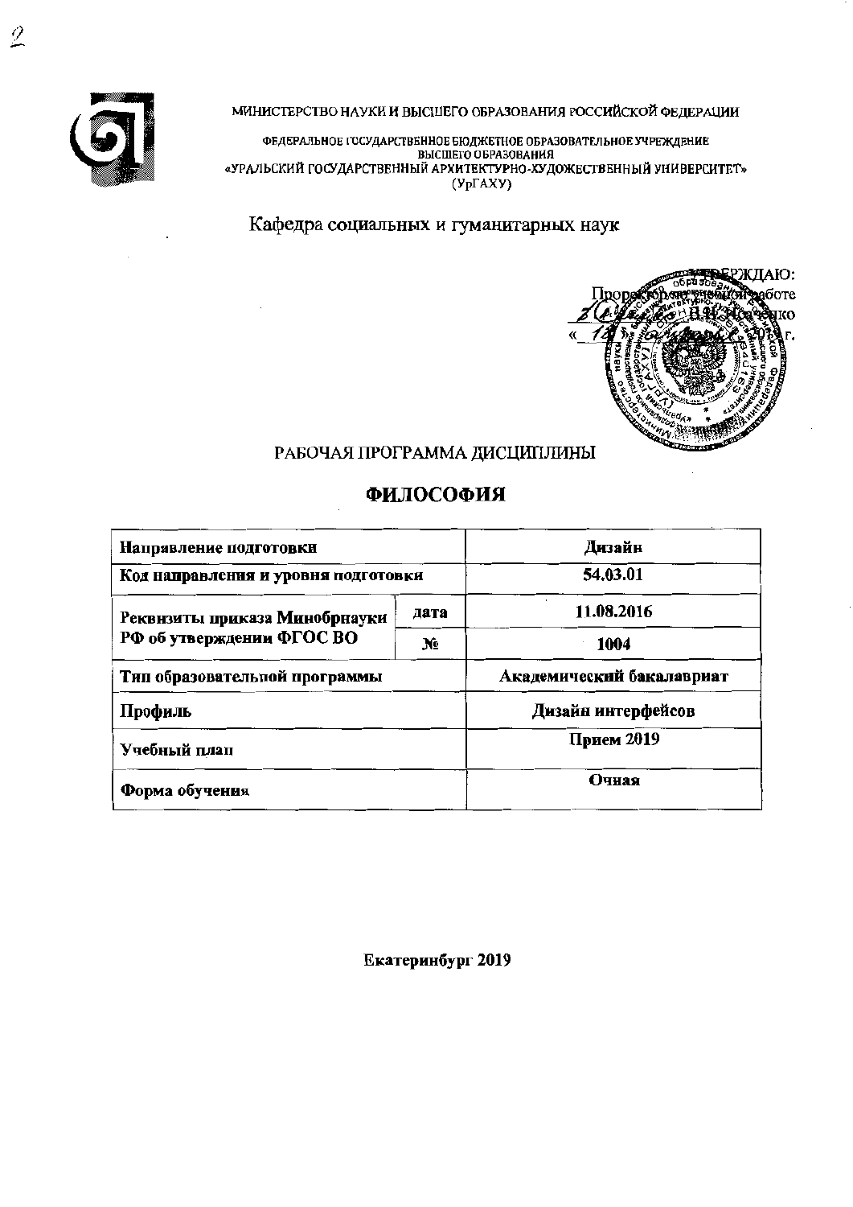МИНИСТЕРСТВО НАУКИ И ВЫСШЕГО ОБРАЗОВАНИЯ РОССИЙСКОЙ ФЕДЕРАЦИИ

ФЕДЕРАЛЬНОЕ ГОСУДАРСТВЕННОЕ БЮДЖЕТНОЕ ОБРАЗОВАТЕЛЬНОЕ УЧРЕЖДЕНИЕ ВЫСШЕГО ОБРАЗОВАНИЯ
«УРАЛЬСКИЙ ГОСУДАРСТВЕННЫЙ АРХИТЕКТУРНО-ХУДОЖЕСТВЕННЫЙ УНИВЕРСИТЕТ»
(УрГАХУ)

Кафедра социальных и гуманитарных наук

УТВЕРЖДАЮ:
Проректор по учебной работе
В.Ю. Зайченко
« 12 » 04 2019 г.

РАБОЧАЯ ПРОГРАММА ДИСЦИПЛИНЫ

# ФИЛОСОФИЯ

| Направление подготовки | | Дизайн |
|---|---|---|
| Код направления и уровня подготовки | | 54.03.01 |
| Реквизиты приказа Минобрнауки РФ об утверждении ФГОС ВО | дата | 11.08.2016 |
| | № | 1004 |
| Тип образовательной программы | | Академический бакалавриат |
| Профиль | | Дизайн интерфейсов |
| Учебный план | | Прием 2019 |
| Форма обучения | | Очная |

Екатеринбург 2019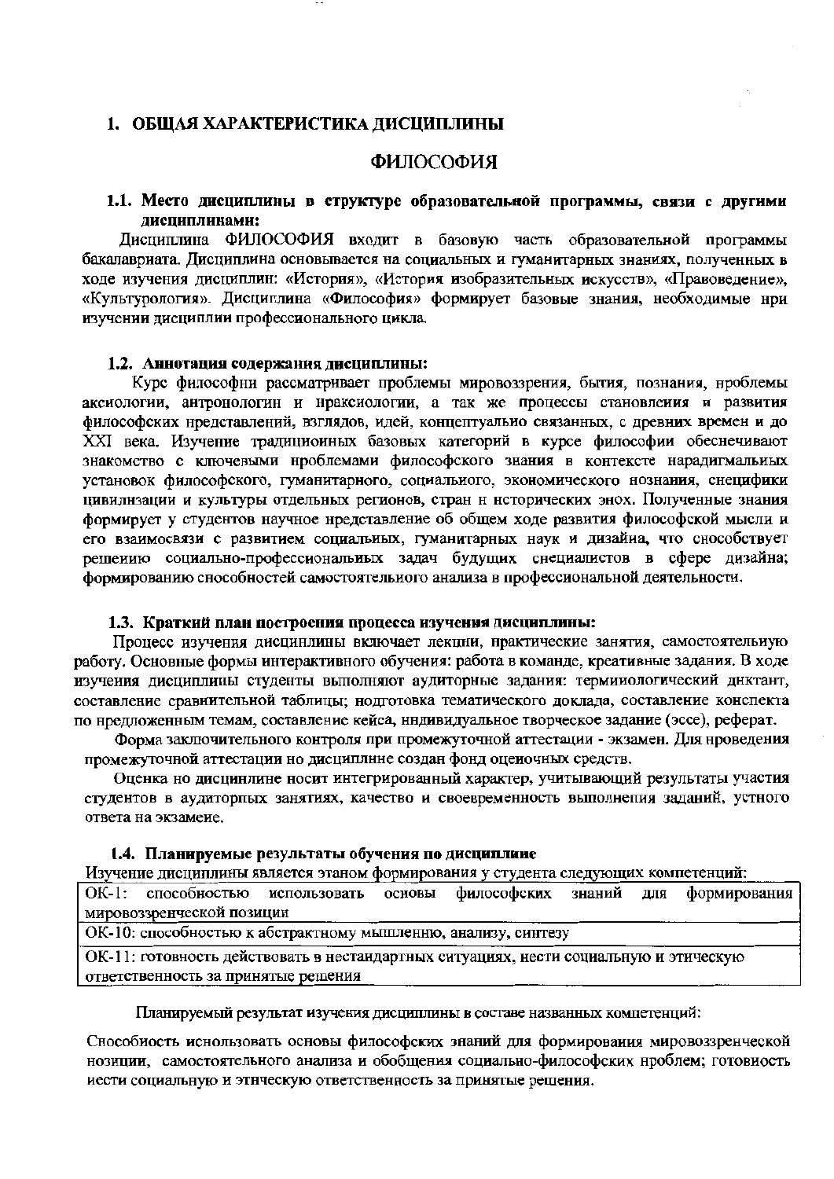## 1. ОБЩАЯ ХАРАКТЕРИСТИКА ДИСЦИПЛИНЫ

# ФИЛОСОФИЯ

### 1.1. Место дисциплины в структуре образовательной программы, связи с другими дисциплинами:

Дисциплина ФИЛОСОФИЯ входит в базовую часть образовательной программы бакалавриата. Дисциплина основывается на социальных и гуманитарных знаниях, полученных в ходе изучения дисциплин: «История», «История изобразительных искусств», «Правоведение», «Культурология». Дисциплина «Философия» формирует базовые знания, необходимые при изучении дисциплин профессионального цикла.

### 1.2. Аннотация содержания дисциплины:

Курс философии рассматривает проблемы мировоззрения, бытия, познания, проблемы аксиологии, антропологии и праксиологии, а так же процессы становления и развития философских представлений, взглядов, идей, концептуально связанных, с древних времен и до XXI века. Изучение традиционных базовых категорий в курсе философии обеспечивают знакомство с ключевыми проблемами философского знания в контексте парадигмальных установок философского, гуманитарного, социального, экономического познания, специфики цивилизации и культуры отдельных регионов, стран и исторических эпох. Полученные знания формирует у студентов научное представление об общем ходе развития философской мысли и его взаимосвязи с развитием социальных, гуманитарных наук и дизайна, что способствует решению социально-профессиональных задач будущих специалистов в сфере дизайна; формированию способностей самостоятельного анализа в профессиональной деятельности.

### 1.3. Краткий план построения процесса изучения дисциплины:

Процесс изучения дисциплины включает лекции, практические занятия, самостоятельную работу. Основные формы интерактивного обучения: работа в команде, креативные задания. В ходе изучения дисциплины студенты выполняют аудиторные задания: терминологический диктант, составление сравнительной таблицы; подготовка тематического доклада, составление конспекта по предложенным темам, составление кейса, индивидуальное творческое задание (эссе), реферат.

Форма заключительного контроля при промежуточной аттестации - экзамен. Для проведения промежуточной аттестации по дисциплине создан фонд оценочных средств.

Оценка по дисциплине носит интегрированный характер, учитывающий результаты участия студентов в аудиторных занятиях, качество и своевременность выполнения заданий, устного ответа на экзамене.

### 1.4. Планируемые результаты обучения по дисциплине

Изучение дисциплины является этапом формирования у студента следующих компетенций:

| ОК-1: способностью использовать основы философских знаний для формирования мировоззренческой позиции |
|---|
| ОК-10: способностью к абстрактному мышлению, анализу, синтезу |
| ОК-11: готовность действовать в нестандартных ситуациях, нести социальную и этическую ответственность за принятые решения |

Планируемый результат изучения дисциплины в составе названных компетенций:

Способность использовать основы философских знаний для формирования мировоззренческой позиции, самостоятельного анализа и обобщения социально-философских проблем; готовность нести социальную и этическую ответственность за принятые решения.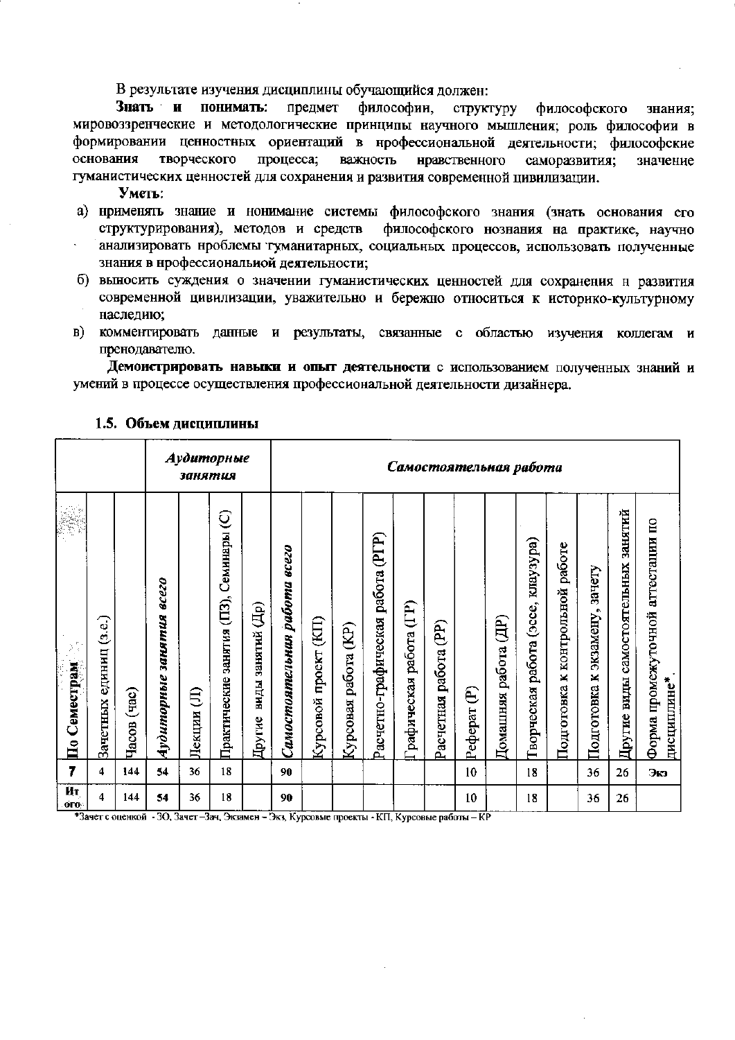В результате изучения дисциплины обучающийся должен:

**Знать и понимать:** предмет философии, структуру философского знания; мировоззренческие и методологические принципы научного мышления; роль философии в формировании ценностных ориентаций в профессиональной деятельности; философские основания творческого процесса; важность нравственного саморазвития; значение гуманистических ценностей для сохранения и развития современной цивилизации.

**Уметь:**

а) применять знание и понимание системы философского знания (знать основания его структурирования), методов и средств философского познания на практике, научно анализировать проблемы гуманитарных, социальных процессов, использовать полученные знания в профессиональной деятельности;

б) выносить суждения о значении гуманистических ценностей для сохранения и развития современной цивилизации, уважительно и бережно относиться к историко-культурному наследию;

в) комментировать данные и результаты, связанные с областью изучения коллегам и преподавателю.

**Демонстрировать навыки и опыт деятельности** с использованием полученных знаний и умений в процессе осуществления профессиональной деятельности дизайнера.

### 1.5. Объем дисциплины

| | | | *Аудиторные занятия* | | | | *Самостоятельная работа* | | | | | | | | | | | | |
|---|---|---|---|---|---|---|---|---|---|---|---|---|---|---|---|---|---|---|---|
| По Семестрам | Зачетных единиц (з.е.) | Часов (час) | *Аудиторные занятия всего* | Лекции (Л) | Практические занятия (ПЗ), Семинары (С) | Другие виды занятий (Др) | *Самостоятельная работа всего* | Курсовой проект (КП) | Курсовая работа (КР) | Расчетно-графическая работа (РГР) | Графическая работа (ГР) | Расчетная работа (РР) | Реферат (Р) | Домашняя работа (ДР) | Творческая работа (эссе, клаузура) | Подготовка к контрольной работе | Подготовка к экзамену, зачету | Другие виды самостоятельных занятий | Форма промежуточной аттестации по дисциплине* |
| **7** | 4 | 144 | 54 | 36 | 18 | | 90 | | | | | | 10 | | 18 | | 36 | 26 | Экз |
| **Итого** | 4 | 144 | 54 | 36 | 18 | | 90 | | | | | | 10 | | 18 | | 36 | 26 | |

*Зачет с оценкой - ЗО, Зачет –Зач, Экзамен – Экз, Курсовые проекты - КП, Курсовые работы – КР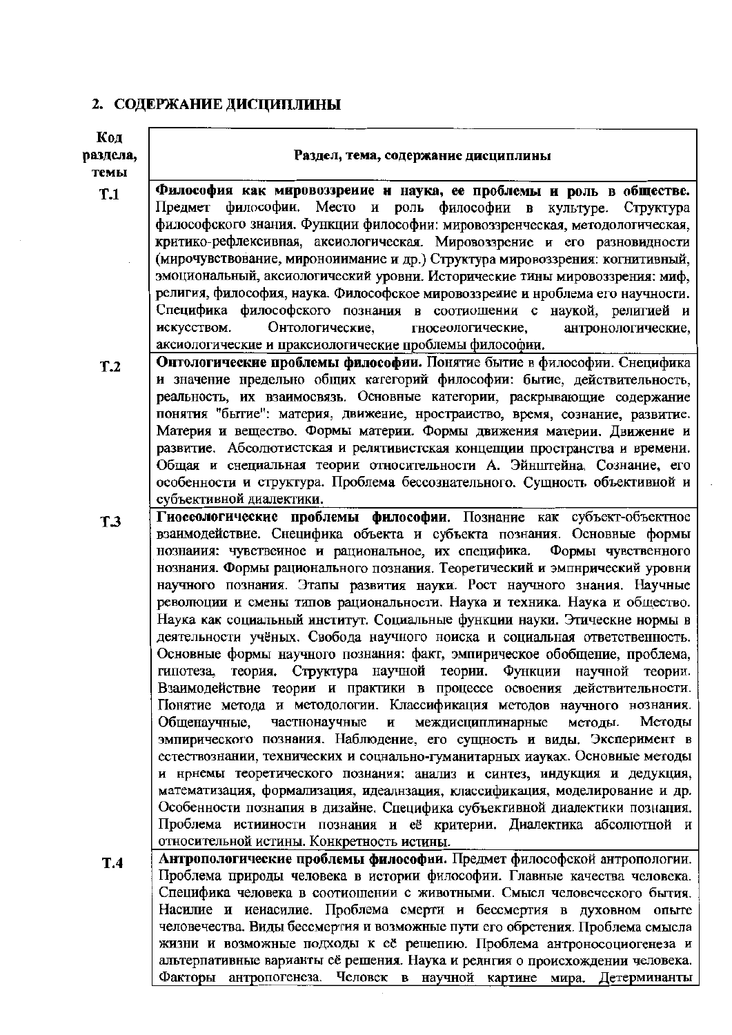## 2. СОДЕРЖАНИЕ ДИСЦИПЛИНЫ

| Код раздела, темы | Раздел, тема, содержание дисциплины |
|---|---|
| Т.1 | **Философия как мировоззрение и наука, ее проблемы и роль в обществе.** Предмет философии. Место и роль философии в культуре. Структура философского знания. Функции философии: мировоззренческая, методологическая, критико-рефлексивная, аксиологическая. Мировоззрение и его разновидности (мирочувствование, миропонимание и др.) Структура мировоззрения: когнитивный, эмоциональный, аксиологический уровни. Исторические типы мировоззрения: миф, религия, философия, наука. Философское мировоззрение и проблема его научности. Специфика философского познания в соотношении с наукой, религией и искусством. Онтологические, гносеологические, антропологические, аксиологические и праксиологические проблемы философии. |
| Т.2 | **Онтологические проблемы философии.** Понятие бытие в философии. Специфика и значение предельно общих категорий философии: бытие, действительность, реальность, их взаимосвязь. Основные категории, раскрывающие содержание понятия "бытие": материя, движение, пространство, время, сознание, развитие. Материя и вещество. Формы материи. Формы движения материи. Движение и развитие. Абсолютистская и релятивистская концепции пространства и времени. Общая и специальная теории относительности А. Эйнштейна. Сознание, его особенности и структура. Проблема бессознательного. Сущность объективной и субъективной диалектики. |
| Т.3 | **Гносеологические проблемы философии.** Познание как субъект-объектное взаимодействие. Специфика объекта и субъекта познания. Основные формы познания: чувственное и рациональное, их специфика. Формы чувственного познания. Формы рационального познания. Теоретический и эмпирический уровни научного познания. Этапы развития науки. Рост научного знания. Научные революции и смены типов рациональности. Наука и техника. Наука и общество. Наука как социальный институт. Социальные функции науки. Этические нормы в деятельности учёных. Свобода научного поиска и социальная ответственность. Основные формы научного познания: факт, эмпирическое обобщение, проблема, гипотеза, теория. Структура научной теории. Функции научной теории. Взаимодействие теории и практики в процессе освоения действительности. Понятие метода и методологии. Классификация методов научного познания. Общенаучные, частнонаучные и междисциплинарные методы. Методы эмпирического познания. Наблюдение, его сущность и виды. Эксперимент в естествознании, технических и социально-гуманитарных науках. Основные методы и приемы теоретического познания: анализ и синтез, индукция и дедукция, математизация, формализация, идеализация, классификация, моделирование и др. Особенности познания в дизайне. Специфика субъективной диалектики познания. Проблема истинности познания и её критерии. Диалектика абсолютной и относительной истины. Конкретность истины. |
| Т.4 | **Антропологические проблемы философии.** Предмет философской антропологии. Проблема природы человека в истории философии. Главные качества человека. Специфика человека в соотношении с животными. Смысл человеческого бытия. Насилие и ненасилие. Проблема смерти и бессмертия в духовном опыте человечества. Виды бессмертия и возможные пути его обретения. Проблема смысла жизни и возможные подходы к её решению. Проблема антропосоциогенеза и альтернативные варианты её решения. Наука и религия о происхождении человека. Факторы антропогенеза. Человек в научной картине мира. Детерминанты |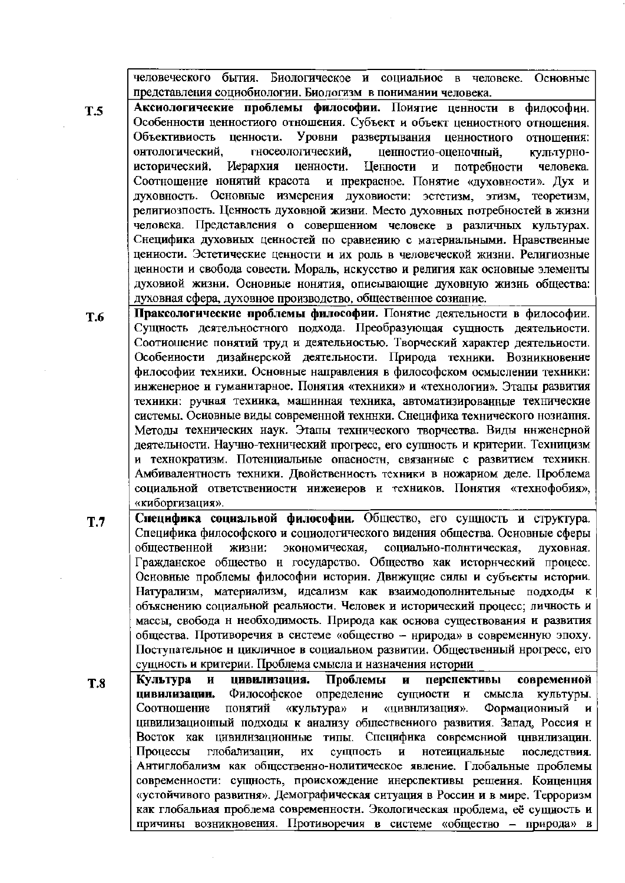| | |
|---|---|
| | человеческого бытия. Биологическое и социальное в человеке. Основные представления социобиологии. Биологизм в понимании человека. |
| **Т.5** | **Аксиологические проблемы философии.** Понятие ценности в философии. Особенности ценностного отношения. Субъект и объект ценностного отношения. Объективность ценности. Уровни развертывания ценностного отношения: онтологический, гносеологический, ценностно-оценочный, культурно-исторический. Иерархия ценности. Ценности и потребности человека. Соотношение понятий красота и прекрасное. Понятие «духовности». Дух и духовность. Основные измерения духовности: эстетизм, этизм, теоретизм, религиозность. Ценность духовной жизни. Место духовных потребностей в жизни человека. Представления о совершенном человеке в различных культурах. Специфика духовных ценностей по сравнению с материальными. Нравственные ценности. Эстетические ценности и их роль в человеческой жизни. Религиозные ценности и свобода совести. Мораль, искусство и религия как основные элементы духовной жизни. Основные понятия, описывающие духовную жизнь общества: духовная сфера, духовное производство, общественное сознание. |
| **Т.6** | **Праксологические проблемы философии.** Понятие деятельности в философии. Сущность деятельностного подхода. Преобразующая сущность деятельности. Соотношение понятий труд и деятельностью. Творческий характер деятельности. Особенности дизайнерской деятельности. Природа техники. Возникновение философии техники. Основные направления в философском осмыслении техники: инженерное и гуманитарное. Понятия «техники» и «технологии». Этапы развития техники: ручная техника, машинная техника, автоматизированные технические системы. Основные виды современной техники. Специфика технического познания. Методы технических наук. Этапы технического творчества. Виды инженерной деятельности. Научно-технический прогресс, его сущность и критерии. Техницизм и технократизм. Потенциальные опасности, связанные с развитием техники. Амбивалентность техники. Двойственность техники в пожарном деле. Проблема социальной ответственности инженеров и техников. Понятия «технофобия», «киборгизация». |
| **Т.7** | **Специфика социальной философии.** Общество, его сущность и структура. Специфика философского и социологического видения общества. Основные сферы общественной жизни: экономическая, социально-политическая, духовная. Гражданское общество и государство. Общество как исторический процесс. Основные проблемы философии истории. Движущие силы и субъекты истории. Натурализм, материализм, идеализм как взаимодополнительные подходы к объяснению социальной реальности. Человек и исторический процесс; личность и массы, свобода и необходимость. Природа как основа существования и развития общества. Противоречия в системе «общество – природа» в современную эпоху. Поступательное и цикличное в социальном развитии. Общественный прогресс, его сущность и критерии. Проблема смысла и назначения истории |
| **Т.8** | **Культура и цивилизация. Проблемы и перспективы современной цивилизации.** Философское определение сущности и смысла культуры. Соотношение понятий «культура» и «цивилизация». Формационный и цивилизационный подходы к анализу общественного развития. Запад, Россия и Восток как цивилизационные типы. Специфика современной цивилизации. Процессы глобализации, их сущность и потенциальные последствия. Антиглобализм как общественно-политическое явление. Глобальные проблемы современности: сущность, происхождение иперспективы решения. Концепция «устойчивого развития». Демографическая ситуация в России и в мире. Терроризм как глобальная проблема современности. Экологическая проблема, её сущность и причины возникновения. Противоречия в системе «общество – природа» в |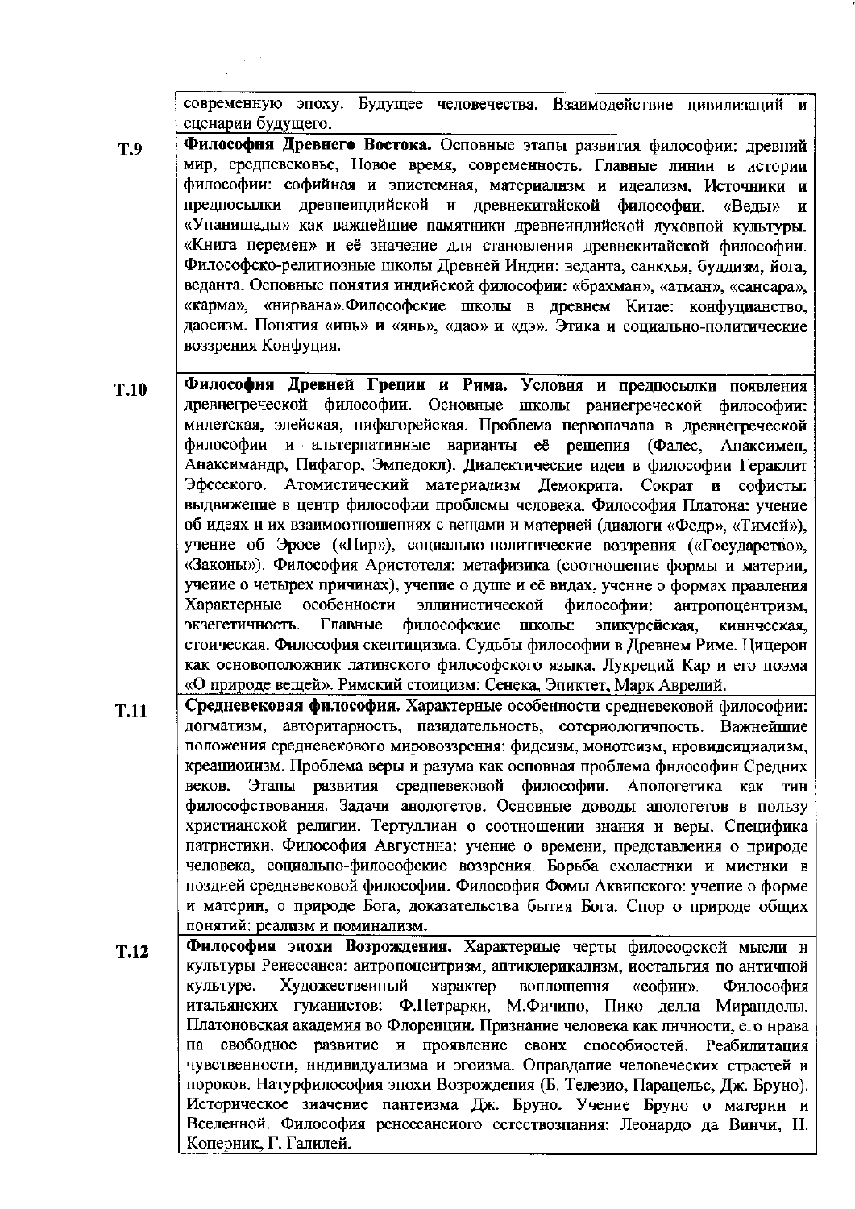| | |
|---|---|
| | современную эпоху. Будущее человечества. Взаимодействие цивилизаций и сценарии будущего. |
| **Т.9** | **Философия Древнего Востока.** Основные этапы развития философии: древний мир, средневековье, Новое время, современность. Главные линии в истории философии: софийная и эпистемная, материализм и идеализм. Источники и предпосылки древнеиндийской и древнекитайской философии. «Веды» и «Упанишады» как важнейшие памятники древнеиндийской духовной культуры. «Книга перемен» и её значение для становления древнекитайской философии. Философско-религиозные школы Древней Индии: веданта, санкхья, буддизм, йога, веданта. Основные понятия индийской философии: «брахман», «атман», «сансара», «карма», «нирвана».Философские школы в древнем Китае: конфуцианство, даосизм. Понятия «инь» и «янь», «дао» и «дэ». Этика и социально-политические воззрения Конфуция. |
| **Т.10** | **Философия Древней Греции и Рима.** Условия и предпосылки появления древнегреческой философии. Основные школы ранегреческой философии: милетская, элейская, пифагорейская. Проблема первоначала в древнегреческой философии и альтернативные варианты её решения (Фалес, Анаксимен, Анаксимандр, Пифагор, Эмпедокл). Диалектические идеи в философии Гераклит Эфесского. Атомистический материализм Демокрита. Сократ и софисты: выдвижение в центр философии проблемы человека. Философия Платона: учение об идеях и их взаимоотношениях с вещами и материей (диалоги «Федр», «Тимей»), учение об Эросе («Пир»), социально-политические воззрения («Государство», «Законы»). Философия Аристотеля: метафизика (соотношение формы и материи, учение о четырех причинах), учение о душе и её видах, учение о формах правления Характерные особенности эллинистической философии: антропоцентризм, экзегетичность. Главные философские школы: эпикурейская, киническая, стоическая. Философия скептицизма. Судьбы философии в Древнем Риме. Цицерон как основоположник латинского философского языка. Лукреций Кар и его поэма «О природе вещей». Римский стоицизм: Сенека, Эпиктет, Марк Аврелий. |
| **Т.11** | **Средневековая философия.** Характерные особенности средневековой философии: догматизм, авторитарность, назидательность, сотериологичность. Важнейшие положения средневекового мировоззрения: фидеизм, монотеизм, провиденциализм, креационизм. Проблема веры и разума как основная проблема философии Средних веков. Этапы развития средневековой философии. Апологетика как тип философствования. Задачи апологетов. Основные доводы апологетов в пользу христианской религии. Тертуллиан о соотношении знания и веры. Специфика патристики. Философия Августина: учение о времени, представления о природе человека, социально-философские воззрения. Борьба схоластики и мистики в поздней средневековой философии. Философия Фомы Аквинского: учение о форме и материи, о природе Бога, доказательства бытия Бога. Спор о природе общих понятий: реализм и номинализм. |
| **Т.12** | **Философия эпохи Возрождения.** Характерные черты философской мысли и культуры Ренессанса: антропоцентризм, антиклерикализм, ностальгия по античной культуре. Художественный характер воплощения «софии». Философия итальянских гуманистов: Ф.Петрарки, М.Фичино, Пико делла Мирандолы. Платоновская академия во Флоренции. Признание человека как личности, его права на свободное развитие и проявление своих способностей. Реабилитация чувственности, индивидуализма и эгоизма. Оправдание человеческих страстей и пороков. Натурфилософия эпохи Возрождения (Б. Телезио, Парацельс, Дж. Бруно). Историческое значение пантеизма Дж. Бруно. Учение Бруно о материи и Вселенной. Философия ренессансного естествознания: Леонардо да Винчи, Н. Коперник, Г. Галилей. |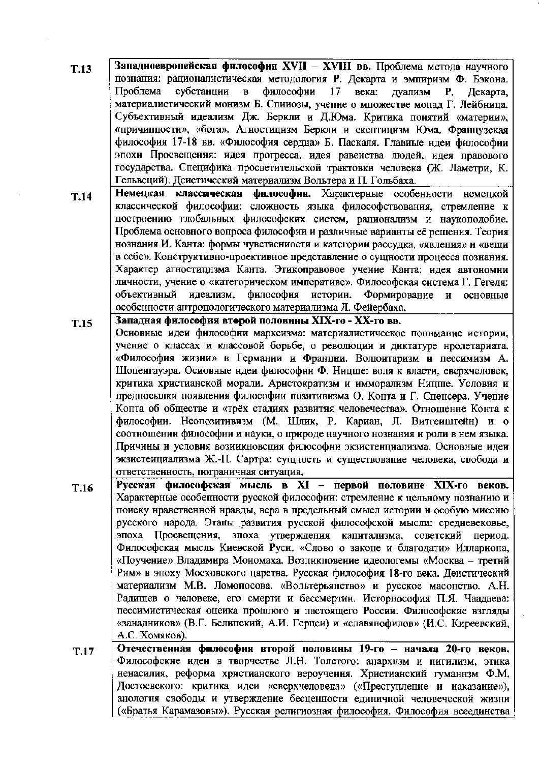| | |
|---|---|
| Т.13 | **Западноевропейская философия XVII – XVIII вв.** Проблема метода научного познания: рационалистическая методология Р. Декарта и эмпиризм Ф. Бэкона. Проблема субстанции в философии 17 века: дуализм Р. Декарта, материалистический монизм Б. Спинозы, учение о множестве монад Г. Лейбница. Субъективный идеализм Дж. Беркли и Д.Юма. Критика понятий «материи», «причинности», «бога». Агностицизм Беркли и скептицизм Юма. Французская философия 17-18 вв. «Философия сердца» Б. Паскаля. Главные идеи философии эпохи Просвещения: идея прогресса, идея равенства людей, идея правового государства. Специфика просветительской трактовки человека (Ж. Ламетри, К. Гельвеций). Деистический материализм Вольтера и П. Гольбаха. |
| Т.14 | **Немецкая классическая философия.** Характерные особенности немецкой классической философии: сложность языка философствования, стремление к построению глобальных философских систем, рационализм и наукоподобие. Проблема основного вопроса философии и различные варианты её решения. Теория познания И. Канта: формы чувственности и категории рассудка, «явления» и «вещи в себе». Конструктивно-проективное представление о сущности процесса познания. Характер агностицизма Канта. Этикоправовое учение Канта: идея автономии личности, учение о «категорическом императиве». Философская система Г. Гегеля: объективный идеализм, философия истории. Формирование и основные особенности антропологического материализма Л. Фейербаха. |
| Т.15 | **Западная философия второй половины XIX-го - XX-го вв.** Основные идеи философии марксизма: материалистическое понимание истории, учение о классах и классовой борьбе, о революции и диктатуре пролетариата. «Философия жизни» в Германии и Франции. Волюнтаризм и пессимизм А. Шопенгауэра. Основные идеи философии Ф. Ницше: воля к власти, сверхчеловек, критика христианской морали. Аристократизм и имморализм Ницше. Условия и предпосылки появления философии позитивизма О. Конта и Г. Спенсера. Учение Конта об обществе и «трёх стадиях развития человечества». Отношение Конта к философии. Неопозитивизм (М. Шлик, Р. Карнап, Л. Витгенштейн) и о соотношении философии и науки, о природе научного познания и роли в нем языка. Причины и условия возникновения философии экзистенциализма. Основные идеи экзистенциализма Ж.-П. Сартра: сущность и существование человека, свобода и ответственность, пограничная ситуация. |
| Т.16 | **Русская философская мысль в XI – первой половине XIX-го веков.** Характерные особенности русской философии: стремление к цельному познанию и поиску нравственной правды, вера в предельный смысл истории и особую миссию русского народа. Этапы развития русской философской мысли: средневековье, эпоха Просвещения, эпоха утверждения капитализма, советский период. Философская мысль Киевской Руси. «Слово о законе и благодати» Иллариона, «Поучение» Владимира Мономаха. Возникновение идеологемы «Москва – третий Рим» в эпоху Московского царства. Русская философия 18-го века. Деистический материализм М.В. Ломоносова. «Вольтерьянство» и русское масонство. А.Н. Радищев о человеке, его смерти и бессмертии. Историософия П.Я. Чаадаева: пессимистическая оценка прошлого и настоящего России. Философские взгляды «западников» (В.Г. Белинский, А.И. Герцен) и «славянофилов» (И.С. Киреевский, А.С. Хомяков). |
| Т.17 | **Отечественная философия второй половины 19-го – начала 20-го веков.** Философские идеи в творчестве Л.Н. Толстого: анархизм и нигилизм, этика ненасилия, реформа христианского вероучения. Христианский гуманизм Ф.М. Достоевского: критика идеи «сверхчеловека» («Преступление и наказание»), анологня свободы и утверждение бесценности единичной человеческой жизни («Братья Карамазовы»). Русская религиозная философия. Философия всеединства |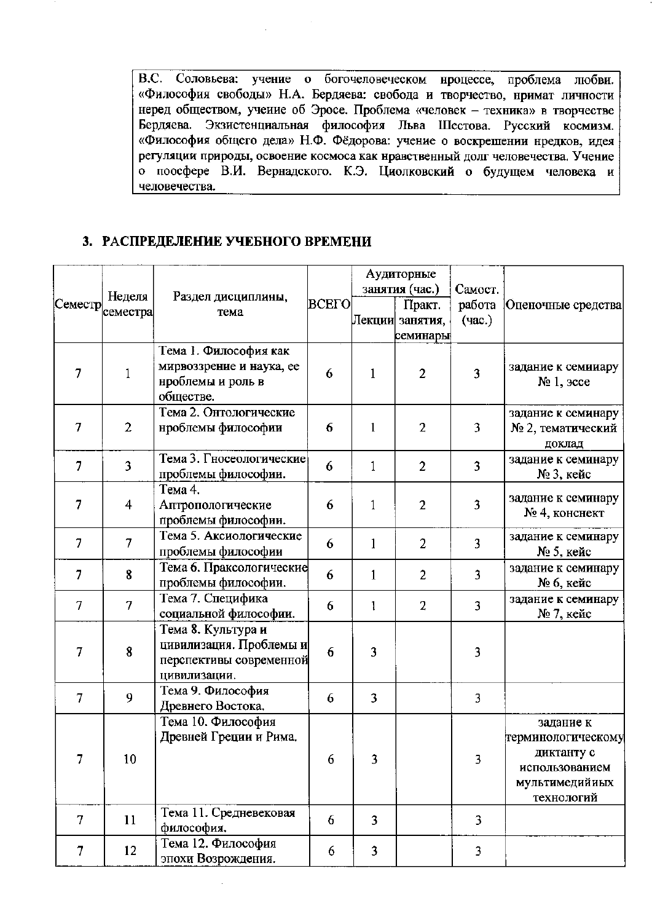В.С. Соловьева: учение о богочеловеческом процессе, проблема любви. «Философия свободы» Н.А. Бердяева: свобода и творчество, примат личности перед обществом, учение об Эросе. Проблема «человек – техника» в творчестве Бердяева. Экзистенциальная философия Льва Шестова. Русский космизм. «Философия общего дела» Н.Ф. Фёдорова: учение о воскрешении предков, идея регуляции природы, освоение космоса как нравственный долг человечества. Учение о ноосфере В.И. Вернадского. К.Э. Циолковский о будущем человека и человечества.

## 3. РАСПРЕДЕЛЕНИЕ УЧЕБНОГО ВРЕМЕНИ

| Семестр | Неделя семестра | Раздел дисциплины, тема | ВСЕГО | Аудиторные занятия (час.) | | Самост. работа (час.) | Оценочные средства |
|---|---|---|---|---|---|---|---|
| | | | | Лекции | Практ. занятия, семинары | | |
| 7 | 1 | Тема 1. Философия как мирвоззрение и наука, ее проблемы и роль в обществе. | 6 | 1 | 2 | 3 | задание к семинару № 1, эссе |
| 7 | 2 | Тема 2. Онтологические проблемы философии | 6 | 1 | 2 | 3 | задание к семинару № 2, тематический доклад |
| 7 | 3 | Тема 3. Гносеологические проблемы философии. | 6 | 1 | 2 | 3 | задание к семинару № 3, кейс |
| 7 | 4 | Тема 4. Антропологические проблемы философии. | 6 | 1 | 2 | 3 | задание к семинару № 4, конспект |
| 7 | 7 | Тема 5. Аксиологические проблемы философии | 6 | 1 | 2 | 3 | задание к семинару № 5, кейс |
| 7 | 8 | Тема 6. Праксологические проблемы философии. | 6 | 1 | 2 | 3 | задание к семинару № 6, кейс |
| 7 | 7 | Тема 7. Специфика социальной философии. | 6 | 1 | 2 | 3 | задание к семинару № 7, кейс |
| 7 | 8 | Тема 8. Культура и цивилизация. Проблемы и перспективы современной цивилизации. | 6 | 3 | | 3 | |
| 7 | 9 | Тема 9. Философия Древнего Востока. | 6 | 3 | | 3 | |
| 7 | 10 | Тема 10. Философия Древней Греции и Рима. | 6 | 3 | | 3 | задание к терминологическому диктанту с использованием мультимедийных технологий |
| 7 | 11 | Тема 11. Средневековая философия. | 6 | 3 | | 3 | |
| 7 | 12 | Тема 12. Философия эпохи Возрождения. | 6 | 3 | | 3 | |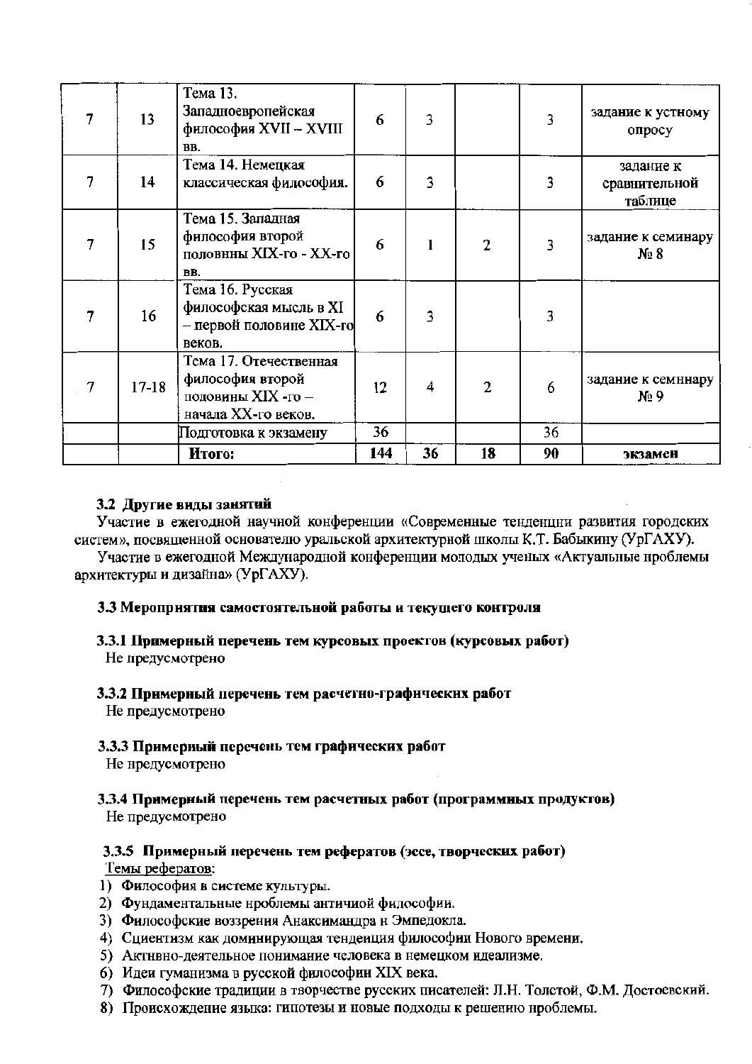| 7 | 13 | Тема 13. Западноевропейская философия XVII – XVIII вв. | 6 | 3 | | 3 | задание к устному опросу |
|---|---|---|---|---|---|---|---|
| 7 | 14 | Тема 14. Немецкая классическая философия. | 6 | 3 | | 3 | задание к сравнительной таблице |
| 7 | 15 | Тема 15. Западная философия второй половины XIX-го - XX-го вв. | 6 | 1 | 2 | 3 | задание к семинару № 8 |
| 7 | 16 | Тема 16. Русская философская мысль в XI – первой половине XIX-го веков. | 6 | 3 | | 3 | |
| 7 | 17-18 | Тема 17. Отечественная философия второй половины XIX -го – начала XX-го веков. | 12 | 4 | 2 | 6 | задание к семинару № 9 |
| | | Подготовка к экзамену | 36 | | | 36 | |
| | | **Итого:** | **144** | **36** | **18** | **90** | **экзамен** |

### 3.2 Другие виды занятий

Участие в ежегодной научной конференции «Современные тенденции развития городских систем», посвященной основателю уральской архитектурной школы К.Т. Бабыкину (УрГАХУ).

Участие в ежегодной Международной конференции молодых ученых «Актуальные проблемы архитектуры и дизайна» (УрГАХУ).

### 3.3 Мероприятия самостоятельной работы и текущего контроля

#### 3.3.1 Примерный перечень тем курсовых проектов (курсовых работ)

Не предусмотрено

#### 3.3.2 Примерный перечень тем расчетно-графических работ

Не предусмотрено

#### 3.3.3 Примерный перечень тем графических работ

Не предусмотрено

#### 3.3.4 Примерный перечень тем расчетных работ (программных продуктов)

Не предусмотрено

#### 3.3.5 Примерный перечень тем рефератов (эссе, творческих работ)

Темы рефератов:

1) Философия в системе культуры.
2) Фундаментальные проблемы античной философии.
3) Философские воззрения Анаксимандра и Эмпедокла.
4) Сциентизм как доминирующая тенденция философии Нового времени.
5) Активно-деятельное понимание человека в немецком идеализме.
6) Идеи гуманизма в русской философии XIX века.
7) Философские традиции в творчестве русских писателей: Л.Н. Толстой, Ф.М. Достоевский.
8) Происхождение языка: гипотезы и новые подходы к решению проблемы.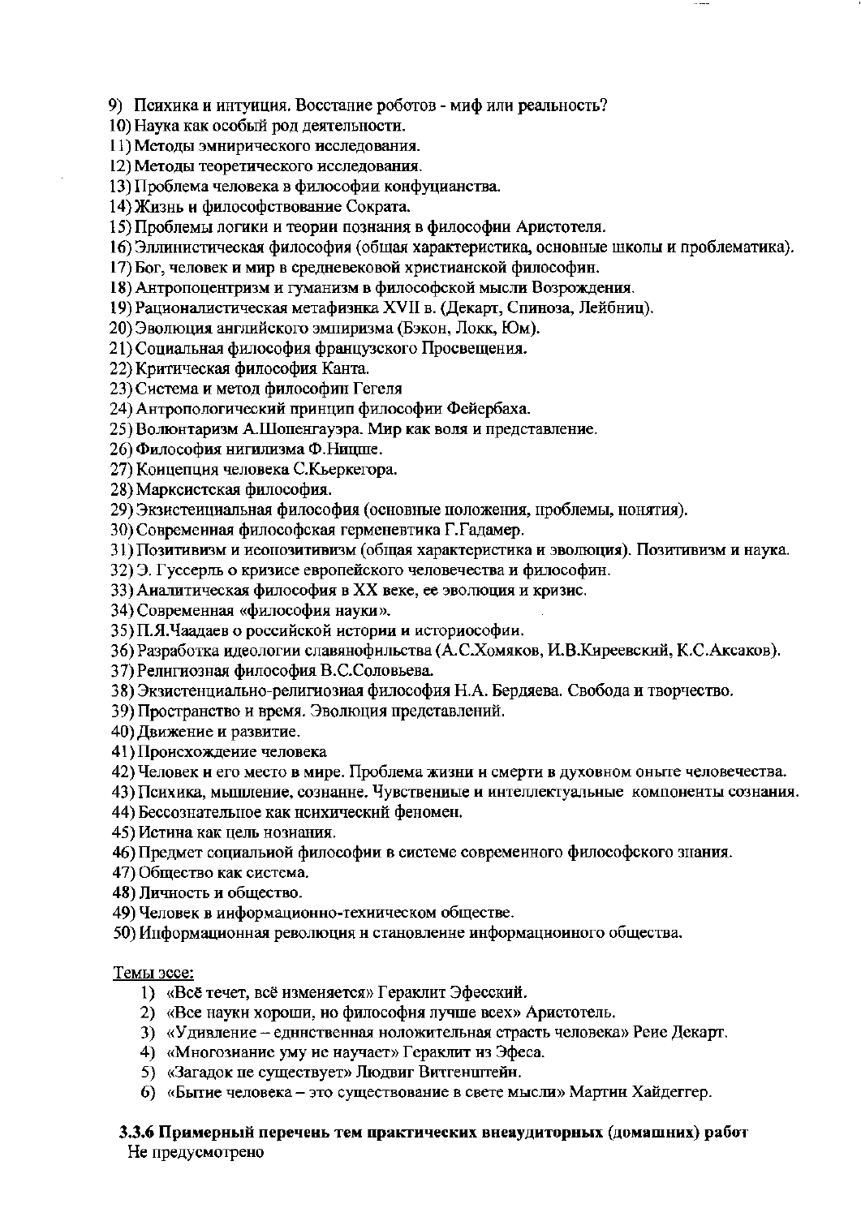9) Психика и интуиция. Восстание роботов - миф или реальность?
10) Наука как особый род деятельности.
11) Методы эмпирического исследования.
12) Методы теоретического исследования.
13) Проблема человека в философии конфуцианства.
14) Жизнь и философствование Сократа.
15) Проблемы логики и теории познания в философии Аристотеля.
16) Эллинистическая философия (общая характеристика, основные школы и проблематика).
17) Бог, человек и мир в средневековой христианской философии.
18) Антропоцентризм и гуманизм в философской мысли Возрождения.
19) Рационалистическая метафизика XVII в. (Декарт, Спиноза, Лейбниц).
20) Эволюция английского эмпиризма (Бэкон, Локк, Юм).
21) Социальная философия французского Просвещения.
22) Критическая философия Канта.
23) Система и метод философии Гегеля
24) Антропологический принцип философии Фейербаха.
25) Волюнтаризм А.Шопенгауэра. Мир как воля и представление.
26) Философия нигилизма Ф.Ницше.
27) Концепция человека С.Кьеркегора.
28) Марксистская философия.
29) Экзистенциальная философия (основные положения, проблемы, понятия).
30) Современная философская герменевтика Г.Гадамер.
31) Позитивизм и неопозитивизм (общая характеристика и эволюция). Позитивизм и наука.
32) Э. Гуссерль о кризисе европейского человечества и философии.
33) Аналитическая философия в XX веке, ее эволюция и кризис.
34) Современная «философия науки».
35) П.Я.Чаадаев о российской истории и историософии.
36) Разработка идеологии славянофильства (А.С.Хомяков, И.В.Киреевский, К.С.Аксаков).
37) Религиозная философия В.С.Соловьева.
38) Экзистенциально-религиозная философия Н.А. Бердяева. Свобода и творчество.
39) Пространство и время. Эволюция представлений.
40) Движение и развитие.
41) Происхождение человека
42) Человек и его место в мире. Проблема жизни и смерти в духовном опыте человечества.
43) Психика, мышление, сознание. Чувственные и интеллектуальные компоненты сознания.
44) Бессознательное как психический феномен.
45) Истина как цель познания.
46) Предмет социальной философии в системе современного философского знания.
47) Общество как система.
48) Личность и общество.
49) Человек в информационно-техническом обществе.
50) Информационная революция и становление информационного общества.

Темы эссе:

1) «Всё течет, всё изменяется» Гераклит Эфесский.
2) «Все науки хороши, но философия лучше всех» Аристотель.
3) «Удивление – единственная положительная страсть человека» Рене Декарт.
4) «Многознание уму не научает» Гераклит из Эфеса.
5) «Загадок не существует» Людвиг Витгенштейн.
6) «Бытие человека – это существование в свете мысли» Мартин Хайдеггер.

### 3.3.6 Примерный перечень тем практических внеаудиторных (домашних) работ

Не предусмотрено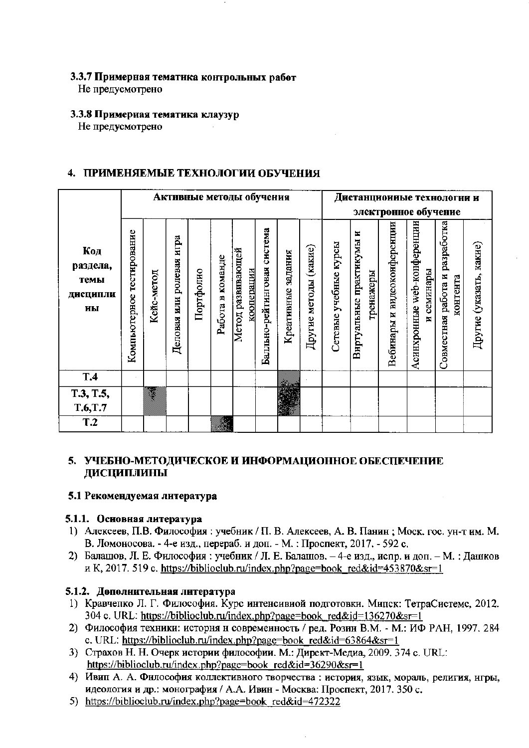### 3.3.7 Примерная тематика контрольных работ

Не предусмотрено

### 3.3.8 Примерная тематика клаузур

Не предусмотрено

## 4. ПРИМЕНЯЕМЫЕ ТЕХНОЛОГИИ ОБУЧЕНИЯ

| Код раздела, темы дисциплины | Активные методы обучения | | | | | | | | | Дистанционные технологии и электронное обучение | | | | | |
|---|---|---|---|---|---|---|---|---|---|---|---|---|---|---|---|
| | Компьютерное тестирование | Кейс-метод | Деловая или ролевая игра | Портфолио | Работа в команде | Метод развивающей кооперации | Балльно-рейтинговая система | Креативные задания | Другие методы (какие) | Сетевые учебные курсы | Виртуальные практикумы и тренажеры | Вебинары и видеоконференции | Асинхронные web-конференции и семинары | Совместная работа и разработка контента | Другие (указать, какие) |
| Т.4 | | | | | | | | X | | | | | | | |
| Т.3, Т.5, Т.6, Т.7 | | X | | | | | | X | | | | | | | |
| Т.2 | | | | | X | | | | | | | | | | |

## 5. УЧЕБНО-МЕТОДИЧЕСКОЕ И ИНФОРМАЦИОННОЕ ОБЕСПЕЧЕНИЕ ДИСЦИПЛИНЫ

### 5.1 Рекомендуемая литература

#### 5.1.1. Основная литература

1) Алексеев, П.В. Философия : учебник / П. В. Алексеев, А. В. Панин ; Моск. гос. ун-т им. М. В. Ломоносова. - 4-е изд., перераб. и доп. - М. : Проспект, 2017. - 592 с.
2) Балашов, Л. Е. Философия : учебник / Л. Е. Балашов. – 4-е изд., испр. и доп. – М. : Дашков и К, 2017. 519 с. https://biblioclub.ru/index.php?page=book_red&id=453870&sr=1

#### 5.1.2. Дополнительная литература

1) Кравченко Л. Г. Философия. Курс интенсивной подготовки. Минск: ТетраСистемс, 2012. 304 с. URL: https://biblioclub.ru/index.php?page=book_red&id=136270&sr=1
2) Философия техники: история и современность / ред. Розин В.М. - М.: ИФ РАН, 1997. 284 с. URL: https://biblioclub.ru/index.php?page=book_red&id=63864&sr=1
3) Страхов Н. Н. Очерк истории философии. М.: Директ-Медиа, 2009. 374 с. URL: https://biblioclub.ru/index.php?page=book_red&id=36290&sr=1
4) Ивин А. А. Философия коллективного творчества : история, язык, мораль, религия, игры, идеология и др.: монография / А.А. Ивин - Москва: Проспект, 2017. 350 с.
5) https://biblioclub.ru/index.php?page=book_red&id=472322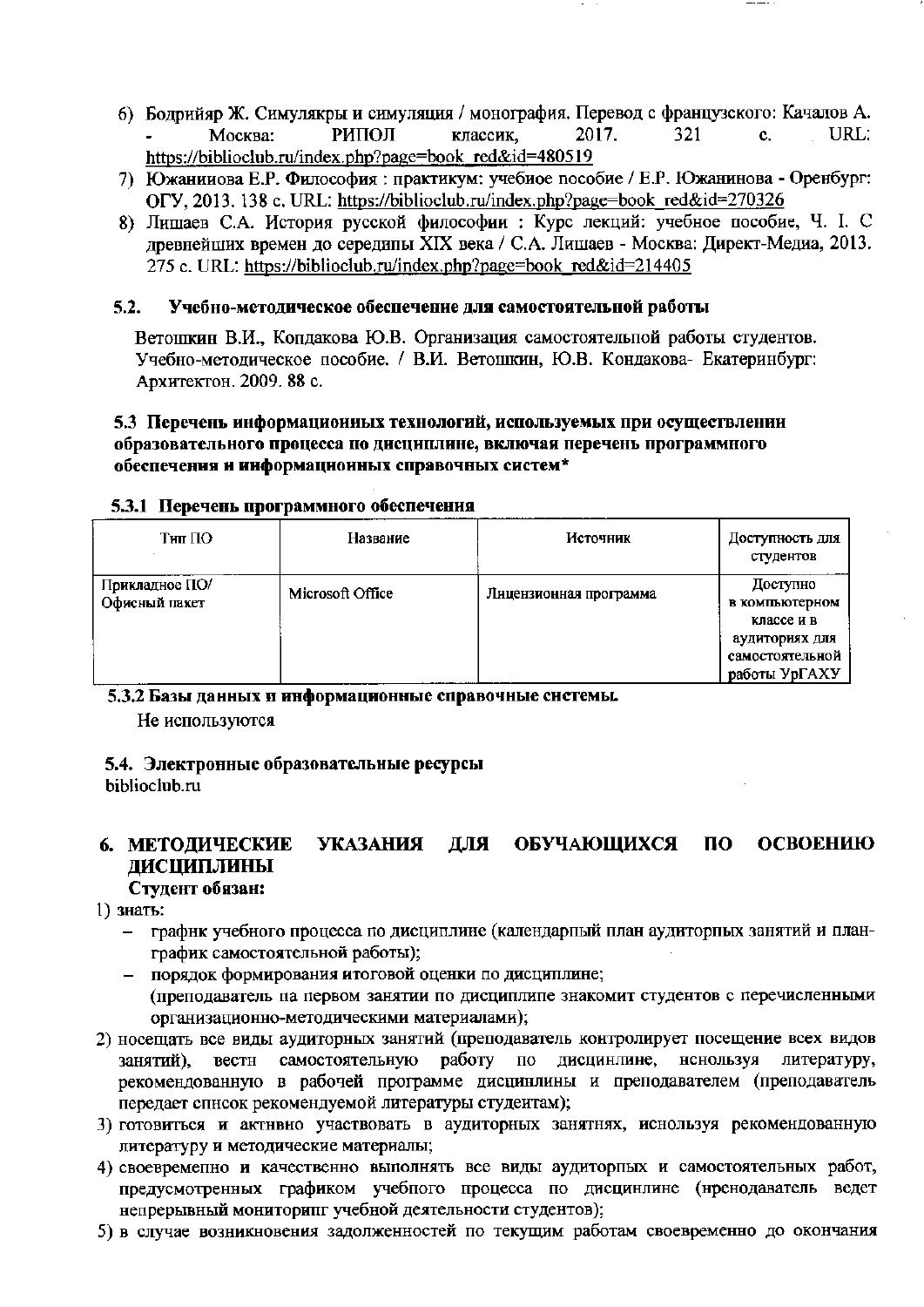6) Бодрийяр Ж. Симулякры и симуляция / монография. Перевод с французского: Качалов А. - Москва: РИПОЛ классик, 2017. 321 с. URL: https://biblioclub.ru/index.php?page=book_red&id=480519
7) Южанинова Е.Р. Философия : практикум: учебное пособие / Е.Р. Южанинова - Оренбург: ОГУ, 2013. 138 с. URL: https://biblioclub.ru/index.php?page=book_red&id=270326
8) Лишаев С.А. История русской философии : Курс лекций: учебное пособие, Ч. I. С древнейших времен до середины XIX века / С.А. Лишаев - Москва: Директ-Медиа, 2013. 275 с. URL: https://biblioclub.ru/index.php?page=book_red&id=214405

### 5.2. Учебно-методическое обеспечение для самостоятельной работы

Ветошкин В.И., Кондакова Ю.В. Организация самостоятельной работы студентов. Учебно-методическое пособие. / В.И. Ветошкин, Ю.В. Кондакова- Екатеринбург: Архитектон. 2009. 88 с.

### 5.3 Перечень информационных технологий, используемых при осуществлении образовательного процесса по дисциплине, включая перечень программного обеспечения и информационных справочных систем*

#### 5.3.1 Перечень программного обеспечения

| Тип ПО | Название | Источник | Доступность для студентов |
|---|---|---|---|
| Прикладное ПО/ Офисный пакет | Microsoft Office | Лицензионная программа | Доступно в компьютерном классе и в аудиториях для самостоятельной работы УрГАХУ |

#### 5.3.2 Базы данных и информационные справочные системы.

Не используются

### 5.4. Электронные образовательные ресурсы

biblioclub.ru

## 6. МЕТОДИЧЕСКИЕ УКАЗАНИЯ ДЛЯ ОБУЧАЮЩИХСЯ ПО ОСВОЕНИЮ ДИСЦИПЛИНЫ

**Студент обязан:**

1) знать:
   - график учебного процесса по дисциплине (календарный план аудиторных занятий и план-график самостоятельной работы);
   - порядок формирования итоговой оценки по дисциплине;

   (преподаватель на первом занятии по дисциплине знакомит студентов с перечисленными организационно-методическими материалами);
2) посещать все виды аудиторных занятий (преподаватель контролирует посещение всех видов занятий), вести самостоятельную работу по дисциплине, используя литературу, рекомендованную в рабочей программе дисциплины и преподавателем (преподаватель передает список рекомендуемой литературы студентам);
3) готовиться и активно участвовать в аудиторных занятиях, используя рекомендованную литературу и методические материалы;
4) своевременно и качественно выполнять все виды аудиторных и самостоятельных работ, предусмотренных графиком учебного процесса по дисциплине (преподаватель ведет непрерывный мониторинг учебной деятельности студентов);
5) в случае возникновения задолженностей по текущим работам своевременно до окончания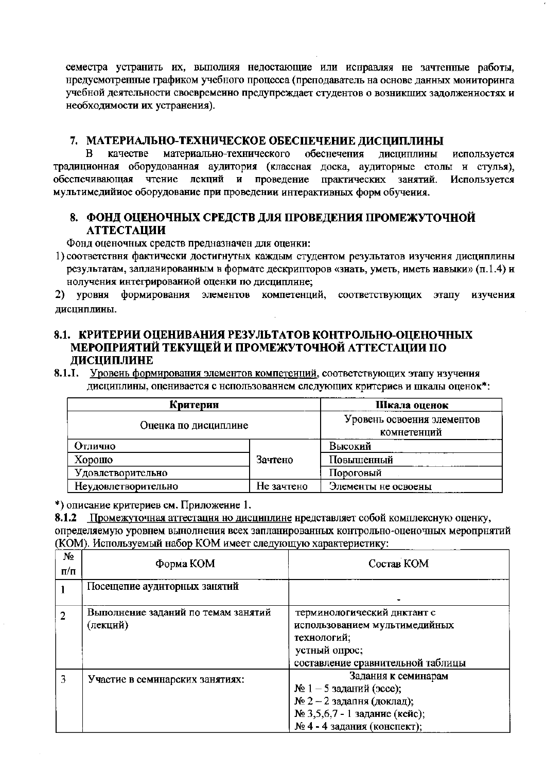семестра устранить их, выполняя недостающие или исправляя не зачтенные работы, предусмотренные графиком учебного процесса (преподаватель на основе данных мониторинга учебной деятельности своевременно предупреждает студентов о возникших задолженностях и необходимости их устранения).

## 7. МАТЕРИАЛЬНО-ТЕХНИЧЕСКОЕ ОБЕСПЕЧЕНИЕ ДИСЦИПЛИНЫ

В качестве материально-технического обеспечения дисциплины используется традиционная оборудованная аудитория (классная доска, аудиторные столы и стулья), обеспечивающая чтение лекций и проведение практических занятий. Используется мультимедийное оборудование при проведении интерактивных форм обучения.

## 8. ФОНД ОЦЕНОЧНЫХ СРЕДСТВ ДЛЯ ПРОВЕДЕНИЯ ПРОМЕЖУТОЧНОЙ АТТЕСТАЦИИ

Фонд оценочных средств предназначен для оценки:

1) соответствия фактически достигнутых каждым студентом результатов изучения дисциплины результатам, запланированным в формате дескрипторов «знать, уметь, иметь навыки» (п.1.4) и получения интегрированной оценки по дисциплине;
2) уровня формирования элементов компетенций, соответствующих этапу изучения дисциплины.

### 8.1. КРИТЕРИИ ОЦЕНИВАНИЯ РЕЗУЛЬТАТОВ КОНТРОЛЬНО-ОЦЕНОЧНЫХ МЕРОПРИЯТИЙ ТЕКУЩЕЙ И ПРОМЕЖУТОЧНОЙ АТТЕСТАЦИИ ПО ДИСЦИПЛИНЕ

**8.1.1.** Уровень формирования элементов компетенций, соответствующих этапу изучения дисциплины, оценивается с использованием следующих критериев и шкалы оценок*:

| Критерии | | Шкала оценок |
|---|---|---|
| Оценка по дисциплине | | Уровень освоения элементов компетенций |
| Отлично | Зачтено | Высокий |
| Хорошо | | Повышенный |
| Удовлетворительно | | Пороговый |
| Неудовлетворительно | Не зачтено | Элементы не освоены |

*) описание критериев см. Приложение 1.

**8.1.2** Промежуточная аттестация по дисциплине представляет собой комплексную оценку, определяемую уровнем выполнения всех запланированных контрольно-оценочных мероприятий (КОМ). Используемый набор КОМ имеет следующую характеристику:

| № п/п | Форма КОМ | Состав КОМ |
|---|---|---|
| 1 | Посещение аудиторных занятий | - |
| 2 | Выполнение заданий по темам занятий (лекций) | терминологический диктант с использованием мультимедийных технологий;<br>устный опрос;<br>составление сравнительной таблицы |
| 3 | Участие в семинарских занятиях: | Задания к семинарам<br>№ 1 – 5 заданий (эссе);<br>№ 2 – 2 задания (доклад);<br>№ 3,5,6,7 - 1 задание (кейс);<br>№ 4 - 4 задания (конспект); |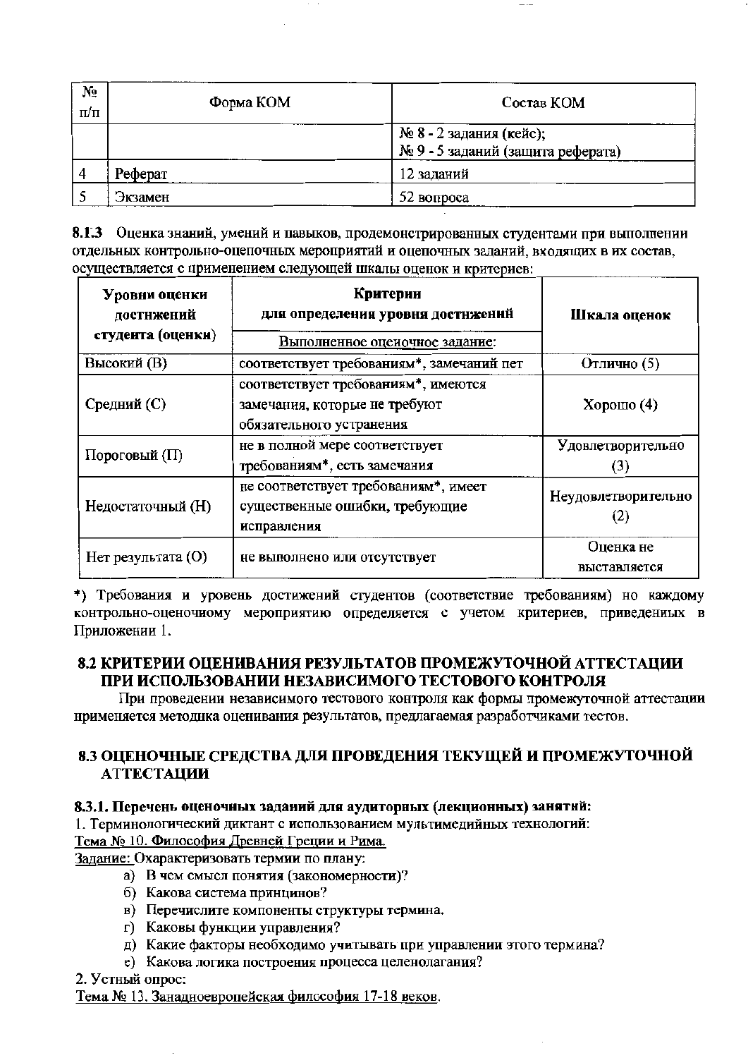| № п/п | Форма КОМ | Состав КОМ |
|---|---|---|
| | | № 8 - 2 задания (кейс);<br>№ 9 - 5 заданий (защита реферата) |
| 4 | Реферат | 12 заданий |
| 5 | Экзамен | 52 вопроса |

**8.1.3** Оценка знаний, умений и навыков, продемонстрированных студентами при выполнении отдельных контрольно-оценочных мероприятий и оценочных заданий, входящих в их состав, осуществляется с применением следующей шкалы оценок и критериев:

| Уровни оценки достижений студента (оценки) | Критерии для определения уровня достижений<br>Выполненное оценочное задание: | Шкала оценок |
|---|---|---|
| Высокий (В) | соответствует требованиям*, замечаний нет | Отлично (5) |
| Средний (С) | соответствует требованиям*, имеются замечания, которые не требуют обязательного устранения | Хорошо (4) |
| Пороговый (П) | не в полной мере соответствует требованиям*, есть замечания | Удовлетворительно (3) |
| Недостаточный (Н) | не соответствует требованиям*, имеет существенные ошибки, требующие исправления | Неудовлетворительно (2) |
| Нет результата (О) | не выполнено или отсутствует | Оценка не выставляется |

*) Требования и уровень достижений студентов (соответствие требованиям) по каждому контрольно-оценочному мероприятию определяется с учетом критериев, приведенных в Приложении 1.

## 8.2 КРИТЕРИИ ОЦЕНИВАНИЯ РЕЗУЛЬТАТОВ ПРОМЕЖУТОЧНОЙ АТТЕСТАЦИИ ПРИ ИСПОЛЬЗОВАНИИ НЕЗАВИСИМОГО ТЕСТОВОГО КОНТРОЛЯ

При проведении независимого тестового контроля как формы промежуточной аттестации применяется методика оценивания результатов, предлагаемая разработчиками тестов.

## 8.3 ОЦЕНОЧНЫЕ СРЕДСТВА ДЛЯ ПРОВЕДЕНИЯ ТЕКУЩЕЙ И ПРОМЕЖУТОЧНОЙ АТТЕСТАЦИИ

**8.3.1. Перечень оценочных заданий для аудиторных (лекционных) занятий:**

1. Терминологический диктант с использованием мультимедийных технологий:

Тема № 10. Философия Древней Греции и Рима.

Задание: Охарактеризовать термин по плану:

а) В чем смысл понятия (закономерности)?
б) Какова система принципов?
в) Перечислите компоненты структуры термина.
г) Каковы функции управления?
д) Какие факторы необходимо учитывать при управлении этого термина?
е) Какова логика построения процесса целеполагания?

2. Устный опрос:

Тема № 13. Западноевропейская философия 17-18 веков.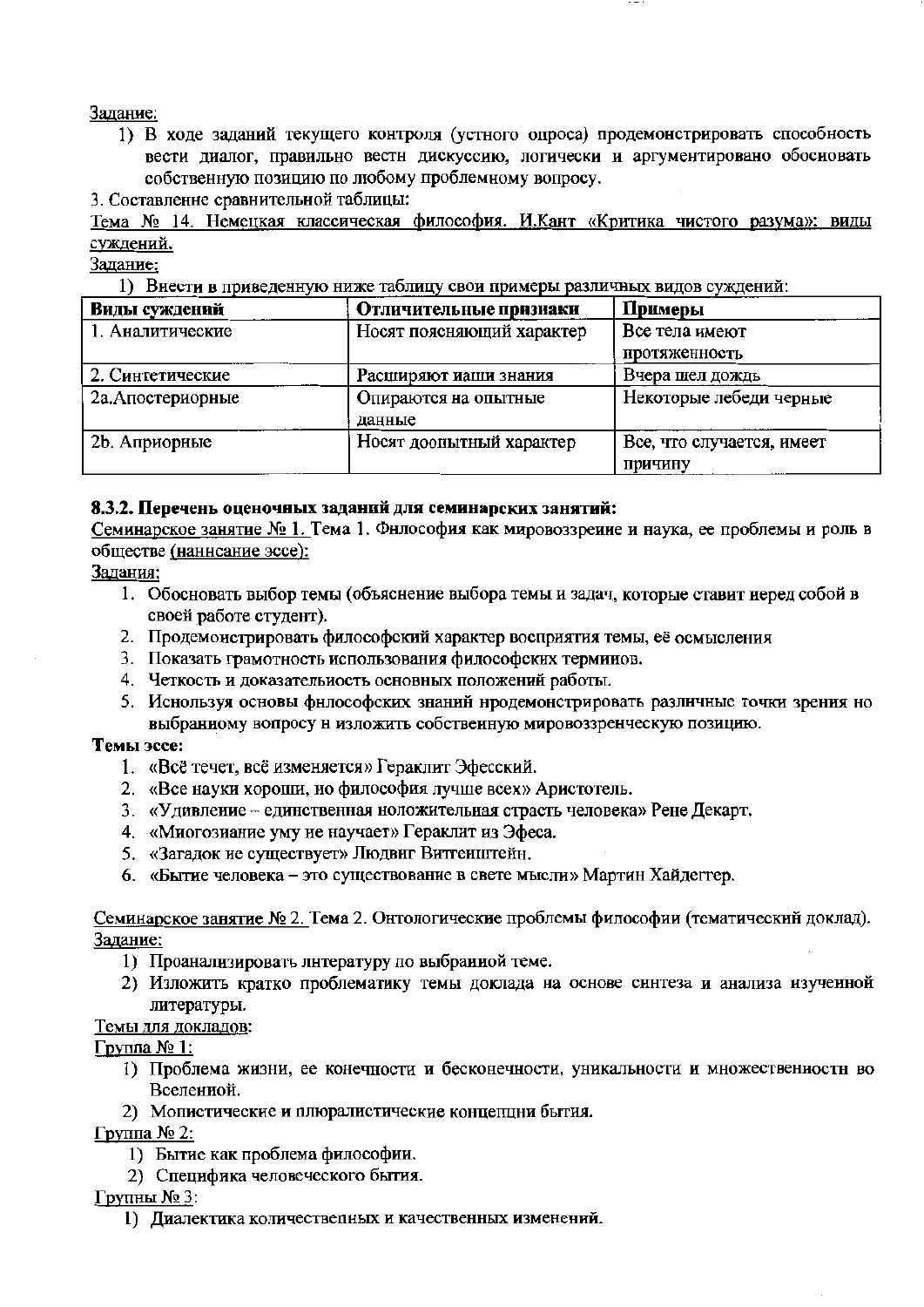Задание:

1) В ходе заданий текущего контроля (устного опроса) продемонстрировать способность вести диалог, правильно вести дискуссию, логически и аргументировано обосновать собственную позицию по любому проблемному вопросу.

3. Составление сравнительной таблицы:

Тема № 14. Немецкая классическая философия. И.Кант «Критика чистого разума»: виды суждений.

Задание:

1) Внести в приведенную ниже таблицу свои примеры различных видов суждений:

| **Виды суждений** | **Отличительные признаки** | **Примеры** |
|---|---|---|
| 1. Аналитические | Носят поясняющий характер | Все тела имеют протяженность |
| 2. Синтетические | Расширяют наши знания | Вчера шел дождь |
| 2а.Апостериорные | Опираются на опытные данные | Некоторые лебеди черные |
| 2b. Априорные | Носят доопытный характер | Все, что случается, имеет причину |

**8.3.2. Перечень оценочных заданий для семинарских занятий:**

Семинарское занятие № 1. Тема 1. Философия как мировоззрение и наука, ее проблемы и роль в обществе (написание эссе):

Задания:

1. Обосновать выбор темы (объяснение выбора темы и задач, которые ставит перед собой в своей работе студент).
2. Продемонстрировать философский характер восприятия темы, её осмысления
3. Показать грамотность использования философских терминов.
4. Четкость и доказательность основных положений работы.
5. Используя основы философских знаний продемонстрировать различные точки зрения по выбранному вопросу и изложить собственную мировоззренческую позицию.

**Темы эссе:**

1. «Всё течет, всё изменяется» Гераклит Эфесский.
2. «Все науки хороши, но философия лучше всех» Аристотель.
3. «Удивление – единственная положительная страсть человека» Рене Декарт.
4. «Многознание уму не научает» Гераклит из Эфеса.
5. «Загадок не существует» Людвиг Виттенштейн.
6. «Бытие человека – это существование в свете мысли» Мартин Хайдеггер.

Семинарское занятие № 2. Тема 2. Онтологические проблемы философии (тематический доклад).

Задание:

1) Проанализировать литературу по выбранной теме.
2) Изложить кратко проблематику темы доклада на основе синтеза и анализа изученной литературы.

Темы для докладов:

Группа № 1:

1) Проблема жизни, ее конечности и бесконечности, уникальности и множественности во Вселенной.
2) Монистические и плюралистические концепции бытия.

Группа № 2:

1) Бытие как проблема философии.
2) Специфика человеческого бытия.

Группы № 3:

1) Диалектика количественных и качественных изменений.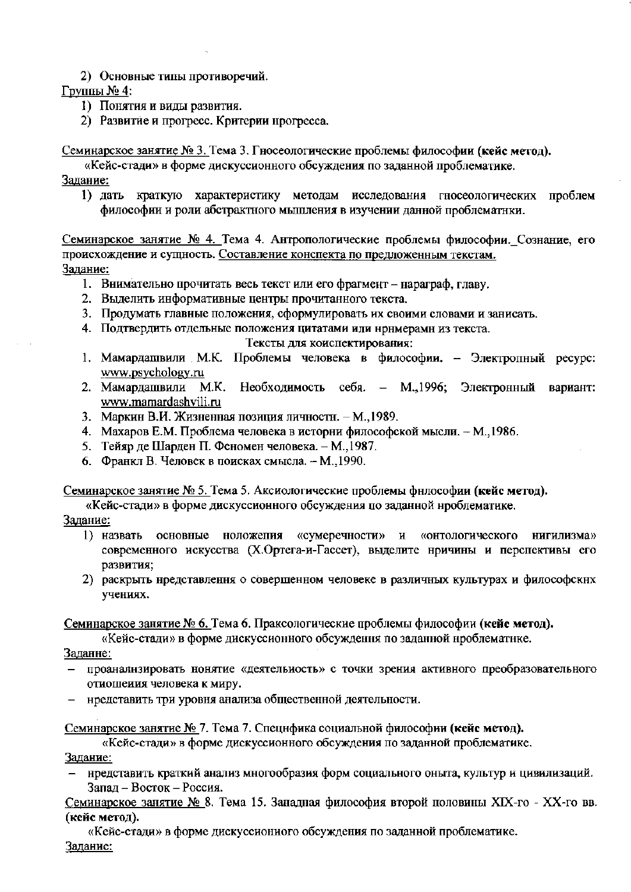2) Основные типы противоречий.

Группы № 4:

1) Понятия и виды развития.
2) Развитие и прогресс. Критерии прогресса.

Семинарское занятие № 3. Тема 3. Гносеологические проблемы философии **(кейс метод).**

«Кейс-стади» в форме дискуссионного обсуждения по заданной проблематике.

Задание:

1) дать краткую характеристику методам исследования гносеологических проблем философии и роли абстрактного мышления в изучении данной проблематики.

Семинарское занятие № 4. Тема 4. Антропологические проблемы философии. Сознание, его происхождение и сущность. Составление конспекта по предложенным текстам.

Задание:

1. Внимательно прочитать весь текст или его фрагмент – параграф, главу.
2. Выделить информативные центры прочитанного текста.
3. Продумать главные положения, сформулировать их своими словами и записать.
4. Подтвердить отдельные положения цитатами или примерами из текста.

Тексты для конспектирования:

1. Мамардашвили М.К. Проблемы человека в философии. – Электронный ресурс: www.psychology.ru
2. Мамардашвили М.К. Необходимость себя. – М.,1996; Электронный вариант: www.mamardashvili.ru
3. Маркин В.И. Жизненная позиция личности. – М.,1989.
4. Махаров Е.М. Проблема человека в истории философской мысли. – М.,1986.
5. Тейяр де Шарден П. Феномен человека. – М.,1987.
6. Франкл В. Человек в поисках смысла. – М.,1990.

Семинарское занятие № 5. Тема 5. Аксиологические проблемы философии **(кейс метод).**

«Кейс-стади» в форме дискуссионного обсуждения по заданной проблематике.

Задание:

1) назвать основные положения «сумеречности» и «онтологического нигилизма» современного искусства (Х.Ортега-и-Гассет), выделите причины и перспективы его развития;
2) раскрыть представления о совершенном человеке в различных культурах и философских учениях.

Семинарское занятие № 6. Тема 6. Праксологические проблемы философии **(кейс метод).**

«Кейс-стади» в форме дискуссионного обсуждения по заданной проблематике.

Задание:

- проанализировать понятие «деятельность» с точки зрения активного преобразовательного отношения человека к миру.
- представить три уровня анализа общественной деятельности.

Семинарское занятие № 7. Тема 7. Специфика социальной философии **(кейс метод).**

«Кейс-стади» в форме дискуссионного обсуждения по заданной проблематике.

Задание:

- представить краткий анализ многообразия форм социального опыта, культур и цивилизаций. Запад – Восток – Россия.

Семинарское занятие № 8. Тема 15. Западная философия второй половины XIX-го - XX-го вв. **(кейс метод).**

«Кейс-стади» в форме дискуссионного обсуждения по заданной проблематике.

Задание: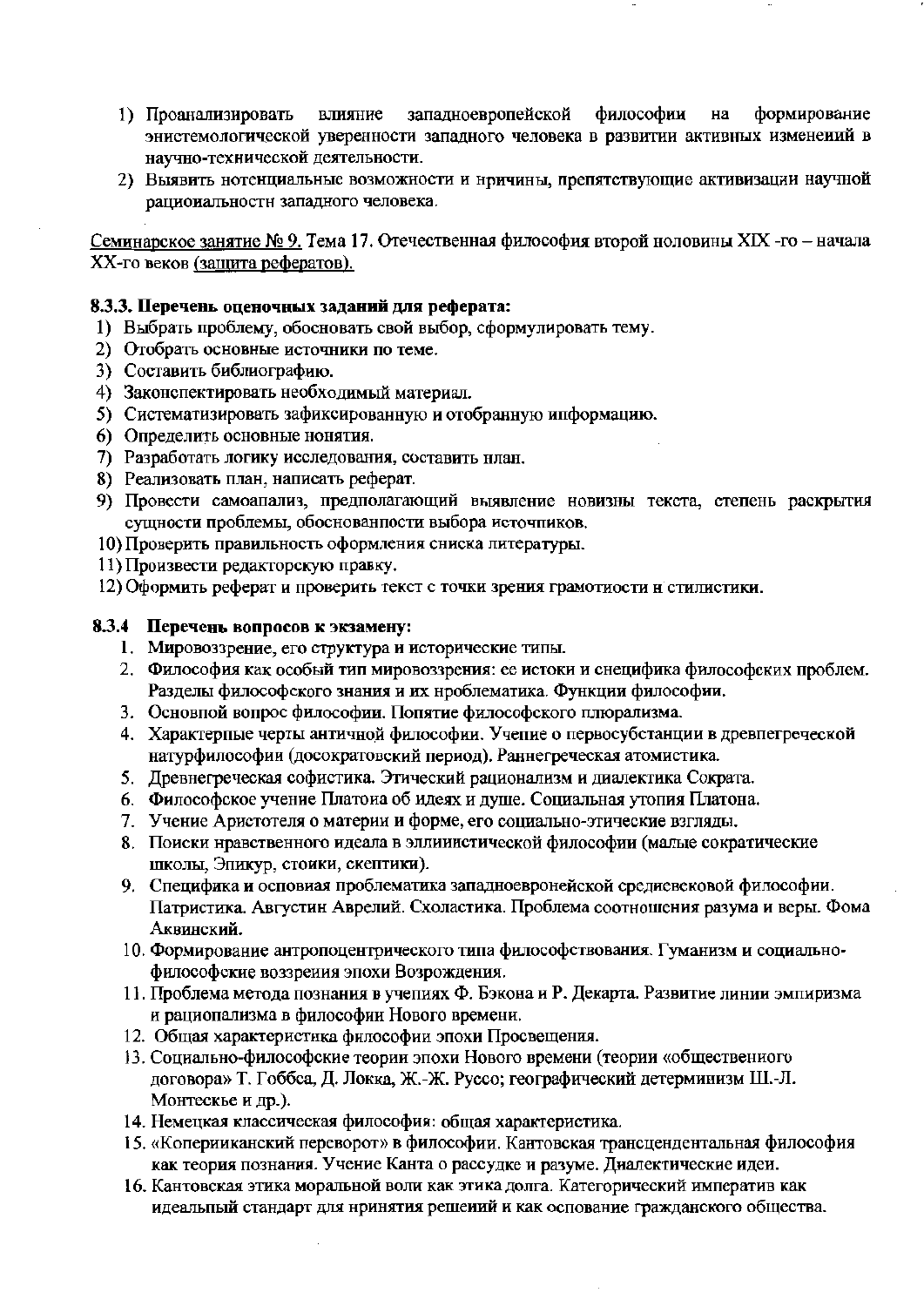1) Проанализировать влияние западноевропейской философии на формирование эпистемологической уверенности западного человека в развитии активных изменений в научно-технической деятельности.
2) Выявить потенциальные возможности и причины, препятствующие активизации научной рациональности западного человека.

Семинарское занятие № 9. Тема 17. Отечественная философия второй половины XIX -го – начала XX-го веков (защита рефератов).

### 8.3.3. Перечень оценочных заданий для реферата:

1) Выбрать проблему, обосновать свой выбор, сформулировать тему.
2) Отобрать основные источники по теме.
3) Составить библиографию.
4) Законспектировать необходимый материал.
5) Систематизировать зафиксированную и отобранную информацию.
6) Определить основные понятия.
7) Разработать логику исследования, составить план.
8) Реализовать план, написать реферат.
9) Провести самоанализ, предполагающий выявление новизны текста, степень раскрытия сущности проблемы, обоснованности выбора источников.
10) Проверить правильность оформления списка литературы.
11) Произвести редакторскую правку.
12) Оформить реферат и проверить текст с точки зрения грамотности и стилистики.

### 8.3.4 Перечень вопросов к экзамену:

1. Мировоззрение, его структура и исторические типы.
2. Философия как особый тип мировоззрения: ее истоки и специфика философских проблем. Разделы философского знания и их проблематика. Функции философии.
3. Основной вопрос философии. Понятие философского плюрализма.
4. Характерные черты античной философии. Учение о первосубстанции в древнегреческой натурфилософии (досократовский период). Раннегреческая атомистика.
5. Древнегреческая софистика. Этический рационализм и диалектика Сократа.
6. Философское учение Платона об идеях и душе. Социальная утопия Платона.
7. Учение Аристотеля о материи и форме, его социально-этические взгляды.
8. Поиски нравственного идеала в эллинистической философии (малые сократические школы, Эпикур, стоики, скептики).
9. Специфика и основная проблематика западноевропейской средневековой философии. Патристика. Августин Аврелий. Схоластика. Проблема соотношения разума и веры. Фома Аквинский.
10. Формирование антропоцентрического типа философствования. Гуманизм и социально-философские воззрения эпохи Возрождения.
11. Проблема метода познания в учениях Ф. Бэкона и Р. Декарта. Развитие линии эмпиризма и рационализма в философии Нового времени.
12. Общая характеристика философии эпохи Просвещения.
13. Социально-философские теории эпохи Нового времени (теории «общественного договора» Т. Гоббса, Д. Локка, Ж.-Ж. Руссо; географический детерминизм Ш.-Л. Монтескье и др.).
14. Немецкая классическая философия: общая характеристика.
15. «Коперниканский переворот» в философии. Кантовская трансцендентальная философия как теория познания. Учение Канта о рассудке и разуме. Диалектические идеи.
16. Кантовская этика моральной воли как этика долга. Категорический императив как идеальный стандарт для принятия решений и как основание гражданского общества.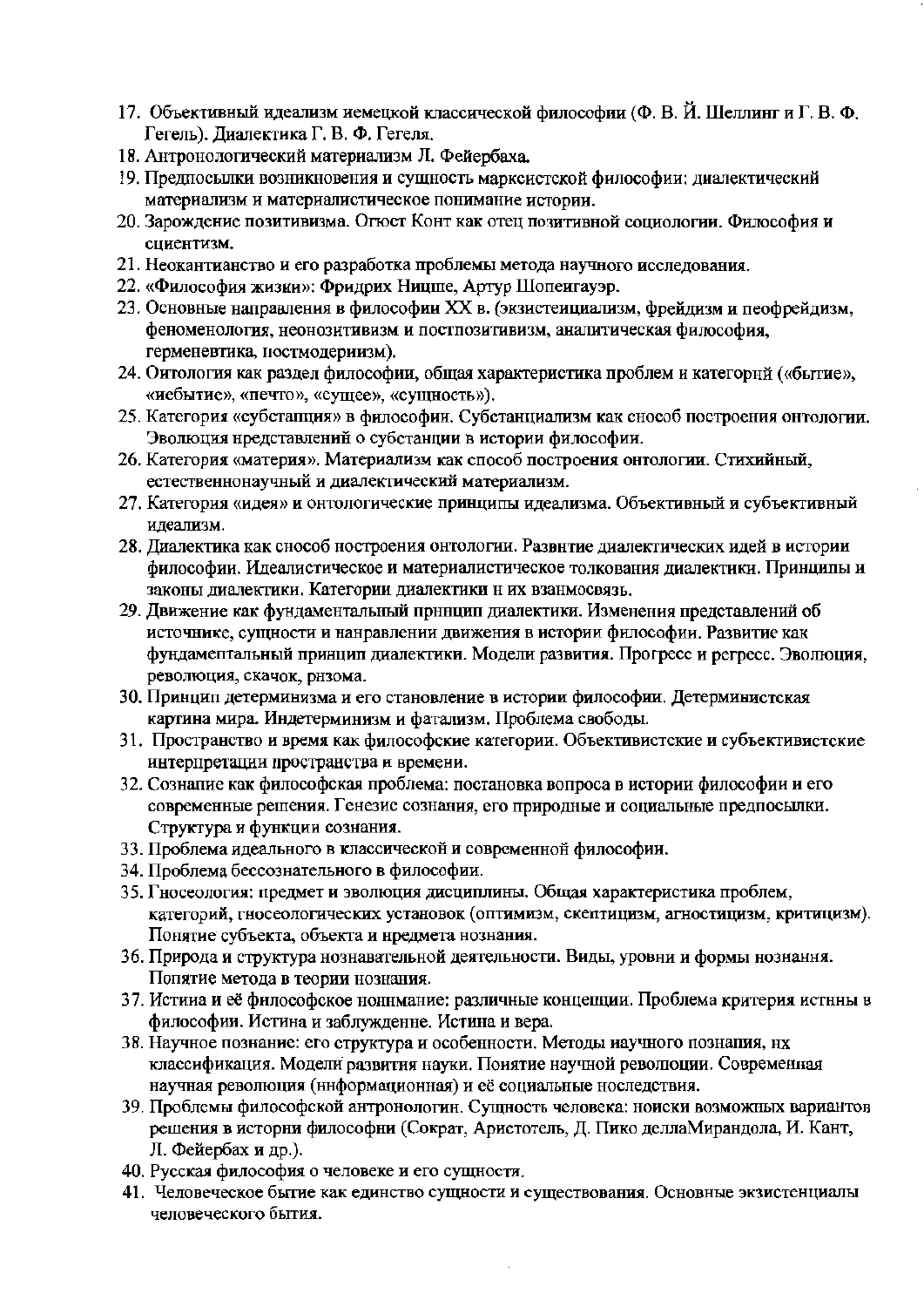17. Объективный идеализм немецкой классической философии (Ф. В. Й. Шеллинг и Г. В. Ф. Гегель). Диалектика Г. В. Ф. Гегеля.
18. Антропологический материализм Л. Фейербаха.
19. Предпосылки возникновения и сущность марксистской философии: диалектический материализм и материалистическое понимание истории.
20. Зарождение позитивизма. Огюст Конт как отец позитивной социологии. Философия и сциентизм.
21. Неокантианство и его разработка проблемы метода научного исследования.
22. «Философия жизни»: Фридрих Ницше, Артур Шопенгауэр.
23. Основные направления в философии XX в. (экзистенциализм, фрейдизм и неофрейдизм, феноменология, неопозитивизм и постпозитивизм, аналитическая философия, герменевтика, постмодернизм).
24. Онтология как раздел философии, общая характеристика проблем и категорий («бытие», «небытие», «нечто», «сущее», «сущность»).
25. Категория «субстанция» в философии. Субстанциализм как способ построения онтологии. Эволюция представлений о субстанции в истории философии.
26. Категория «материя». Материализм как способ построения онтологии. Стихийный, естественнонаучный и диалектический материализм.
27. Категория «идея» и онтологические принципы идеализма. Объективный и субъективный идеализм.
28. Диалектика как способ построения онтологии. Развитие диалектических идей в истории философии. Идеалистическое и материалистическое толкования диалектики. Принципы и законы диалектики. Категории диалектики и их взаимосвязь.
29. Движение как фундаментальный принцип диалектики. Изменения представлений об источнике, сущности и направлении движения в истории философии. Развитие как фундаментальный принцип диалектики. Модели развития. Прогресс и регресс. Эволюция, революция, скачок, ризома.
30. Принцип детерминизма и его становление в истории философии. Детерминистская картина мира. Индетерминизм и фатализм. Проблема свободы.
31. Пространство и время как философские категории. Объективистские и субъективистские интерпретации пространства и времени.
32. Сознание как философская проблема: постановка вопроса в истории философии и его современные решения. Генезис сознания, его природные и социальные предпосылки. Структура и функции сознания.
33. Проблема идеального в классической и современной философии.
34. Проблема бессознательного в философии.
35. Гносеология: предмет и эволюция дисциплины. Общая характеристика проблем, категорий, гносеологических установок (оптимизм, скептицизм, агностицизм, критицизм). Понятие субъекта, объекта и предмета познания.
36. Природа и структура познавательной деятельности. Виды, уровни и формы познания. Понятие метода в теории познания.
37. Истина и её философское понимание: различные концепции. Проблема критерия истины в философии. Истина и заблуждение. Истина и вера.
38. Научное познание: его структура и особенности. Методы научного познания, их классификация. Модели развития науки. Понятие научной революции. Современная научная революция (информационная) и её социальные последствия.
39. Проблемы философской антропологии. Сущность человека: поиски возможных вариантов решения в истории философии (Сократ, Аристотель, Д. Пико делла Мирандола, И. Кант, Л. Фейербах и др.).
40. Русская философия о человеке и его сущности.
41. Человеческое бытие как единство сущности и существования. Основные экзистенциалы человеческого бытия.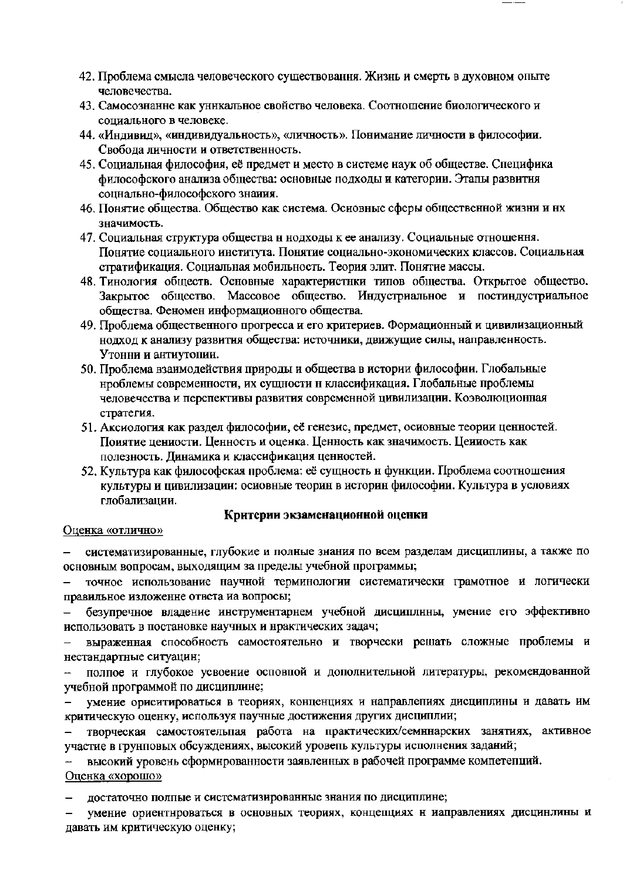42. Проблема смысла человеческого существования. Жизнь и смерть в духовном опыте человечества.
43. Самосознание как уникальное свойство человека. Соотношение биологического и социального в человеке.
44. «Индивид», «индивидуальность», «личность». Понимание личности в философии. Свобода личности и ответственность.
45. Социальная философия, её предмет и место в системе наук об обществе. Специфика философского анализа общества: основные подходы и категории. Этапы развития социально-философского знания.
46. Понятие общества. Общество как система. Основные сферы общественной жизни и их значимость.
47. Социальная структура общества и подходы к ее анализу. Социальные отношения. Понятие социального института. Понятие социально-экономических классов. Социальная стратификация. Социальная мобильность. Теория элит. Понятие массы.
48. Типология обществ. Основные характеристики типов общества. Открытое общество. Закрытое общество. Массовое общество. Индустриальное и постиндустриальное общества. Феномен информационного общества.
49. Проблема общественного прогресса и его критериев. Формационный и цивилизационный подход к анализу развития общества: источники, движущие силы, направленность. Утопии и антиутопии.
50. Проблема взаимодействия природы и общества в истории философии. Глобальные проблемы современности, их сущности и классификация. Глобальные проблемы человечества и перспективы развития современной цивилизации. Коэволюционная стратегия.
51. Аксиология как раздел философии, её генезис, предмет, основные теории ценностей. Понятие ценности. Ценность и оценка. Ценность как значимость. Ценность как полезность. Динамика и классификация ценностей.
52. Культура как философская проблема: её сущность и функции. Проблема соотношения культуры и цивилизации: основные теории в истории философии. Культура в условиях глобализации.

**Критерии экзаменационной оценки**

Оценка «отлично»

- систематизированные, глубокие и полные знания по всем разделам дисциплины, а также по основным вопросам, выходящим за пределы учебной программы;
- точное использование научной терминологии систематически грамотное и логически правильное изложение ответа на вопросы;
- безупречное владение инструментарием учебной дисциплины, умение его эффективно использовать в постановке научных и практических задач;
- выраженная способность самостоятельно и творчески решать сложные проблемы и нестандартные ситуации;
- полное и глубокое усвоение основной и дополнительной литературы, рекомендованной учебной программой по дисциплине;
- умение ориентироваться в теориях, концепциях и направлениях дисциплины и давать им критическую оценку, используя научные достижения других дисциплин;
- творческая самостоятельная работа на практических/семинарских занятиях, активное участие в групповых обсуждениях, высокий уровень культуры исполнения заданий;
- высокий уровень сформированности заявленных в рабочей программе компетенций.

Оценка «хорошо»

- достаточно полные и систематизированные знания по дисциплине;
- умение ориентироваться в основных теориях, концепциях и направлениях дисциплины и давать им критическую оценку;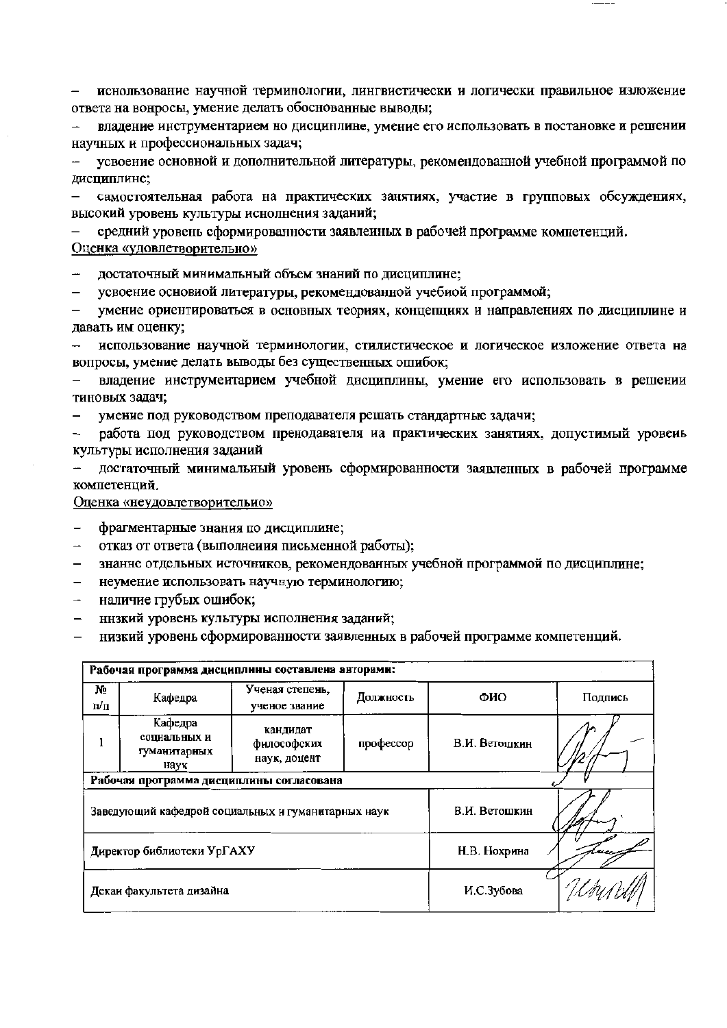– использование научной терминологии, лингвистически и логически правильное изложение ответа на вопросы, умение делать обоснованные выводы;

– владение инструментарием по дисциплине, умение его использовать в постановке и решении научных и профессиональных задач;

– усвоение основной и дополнительной литературы, рекомендованной учебной программой по дисциплине;

– самостоятельная работа на практических занятиях, участие в групповых обсуждениях, высокий уровень культуры исполнения заданий;

– средний уровень сформированности заявленных в рабочей программе компетенций.

Оценка «удовлетворительно»

– достаточный минимальный объем знаний по дисциплине;
– усвоение основной литературы, рекомендованной учебной программой;
– умение ориентироваться в основных теориях, концепциях и направлениях по дисциплине и давать им оценку;
– использование научной терминологии, стилистическое и логическое изложение ответа на вопросы, умение делать выводы без существенных ошибок;
– владение инструментарием учебной дисциплины, умение его использовать в решении типовых задач;
– умение под руководством преподавателя решать стандартные задачи;
– работа под руководством преподавателя на практических занятиях, допустимый уровень культуры исполнения заданий
– достаточный минимальный уровень сформированности заявленных в рабочей программе компетенций.

Оценка «неудовлетворительно»

– фрагментарные знания по дисциплине;
– отказ от ответа (выполнения письменной работы);
– знание отдельных источников, рекомендованных учебной программой по дисциплине;
– неумение использовать научную терминологию;
– наличие грубых ошибок;
– низкий уровень культуры исполнения заданий;
– низкий уровень сформированности заявленных в рабочей программе компетенций.

| **Рабочая программа дисциплины составлена авторами:** | | | | | |
|---|---|---|---|---|---|
| № п/п | Кафедра | Ученая степень, ученое звание | Должность | ФИО | Подпись |
| 1 | Кафедра социальных и гуманитарных наук | кандидат философских наук, доцент | профессор | В.И. Ветошкин | |
| **Рабочая программа дисциплины согласована** | | | | | |
| Заведующий кафедрой социальных и гуманитарных наук | | | | В.И. Ветошкин | |
| Директор библиотеки УрГАХУ | | | | Н.В. Нохрина | |
| Декан факультета дизайна | | | | И.С.Зубова | |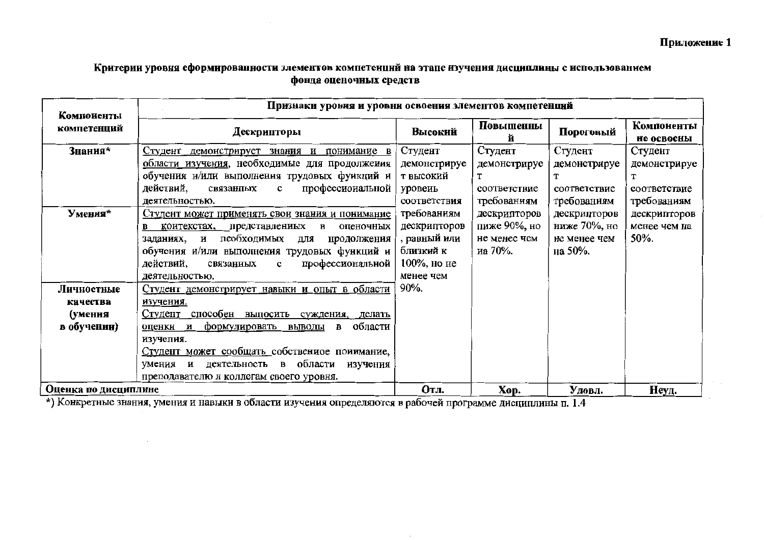**Приложение 1**

**Критерии уровня сформированности элементов компетенций на этапе изучения дисциплины с использованием фонда оценочных средств**

| Компоненты компетенций | Признаки уровня и уровни освоения элементов компетенций | | | | |
|---|---|---|---|---|---|
| | Дескрипторы | Высокий | Повышенный | Пороговый | Компоненты не освоены |
| **Знания*** | Студент демонстрирует знания и понимание в области изучения, необходимые для продолжения обучения и/или выполнения трудовых функций и действий, связанных с профессиональной деятельностью. | Студент демонстрирует высокий уровень соответствия требованиям дескрипторов, равный или близкий к 100%, но не менее чем 90%. | Студент демонстрирует соответствие требованиям дескрипторов ниже 90%, но не менее чем на 70%. | Студент демонстрирует соответствие требованиям дескрипторов ниже 70%, но не менее чем на 50%. | Студент демонстрирует соответствие требованиям дескрипторов менее чем на 50%. |
| **Умения*** | Студент может применять свои знания и понимание в контекстах, представленных в оценочных заданиях, и необходимых для продолжения обучения и/или выполнения трудовых функций и действий, связанных с профессиональной деятельностью. | | | | |
| **Личностные качества (умения в обучении)** | Студент демонстрирует навыки и опыт в области изучения. Студент способен выносить суждения, делать оценки и формулировать выводы в области изучения. Студент может сообщать собственное понимание, умения и деятельность в области изучения преподавателю и коллегам своего уровня. | | | | |
| **Оценка по дисциплине** | | **Отл.** | **Хор.** | **Удовл.** | **Неуд.** |

*) Конкретные знания, умения и навыки в области изучения определяются в рабочей программе дисциплины п. 1.4